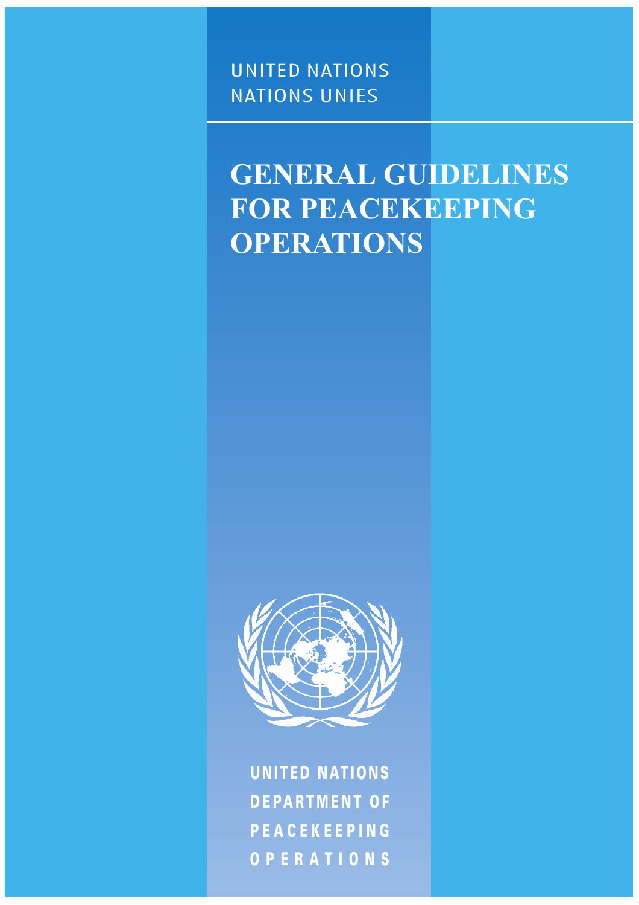UNITED NATIONS
NATIONS UNIES

# GENERAL GUIDELINES FOR PEACEKEEPING OPERATIONS

**UNITED NATIONS DEPARTMENT OF PEACEKEEPING OPERATIONS**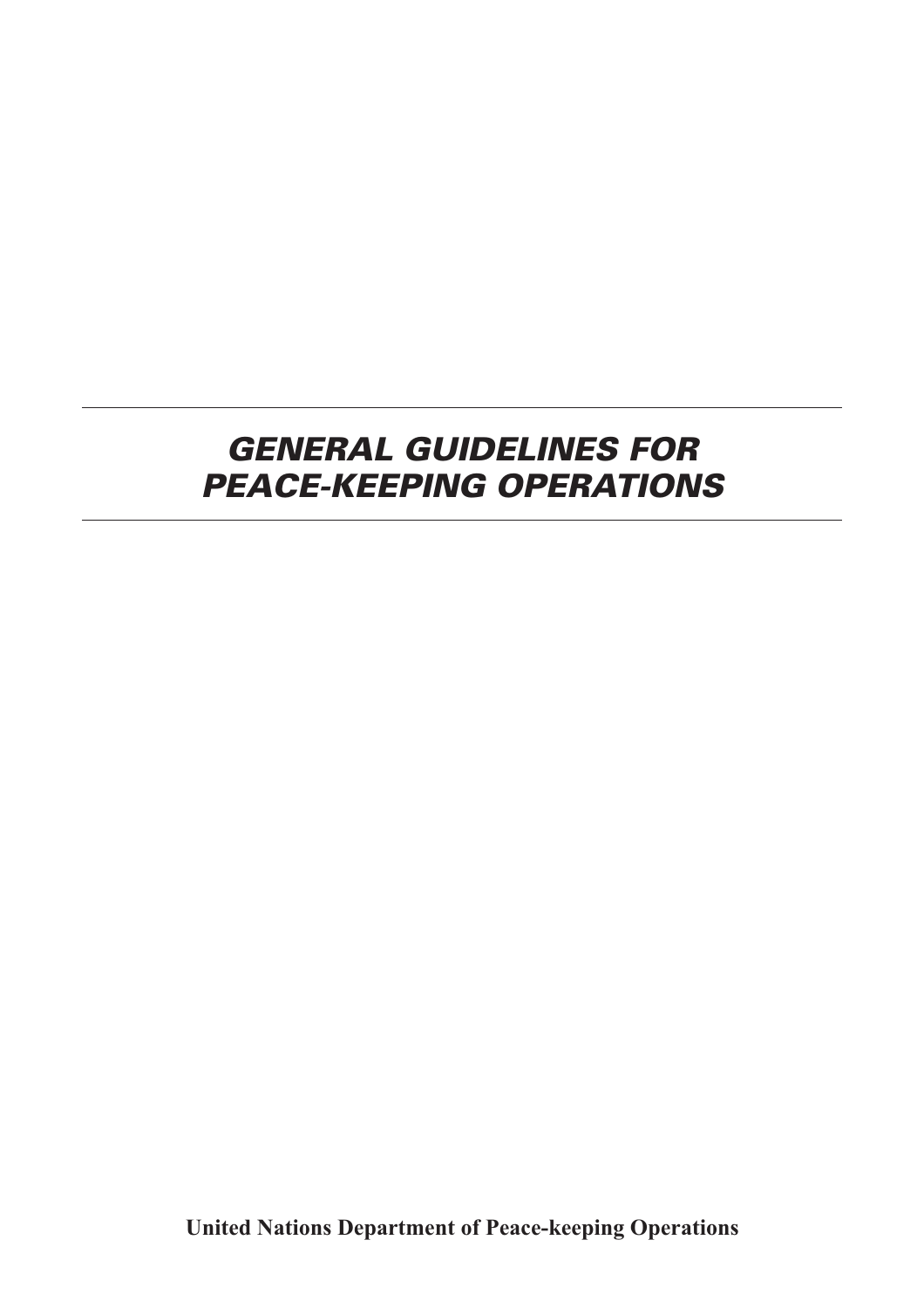# *GENERAL GUIDELINES FOR PEACE-KEEPING OPERATIONS*

**United Nations Department of Peace-keeping Operations**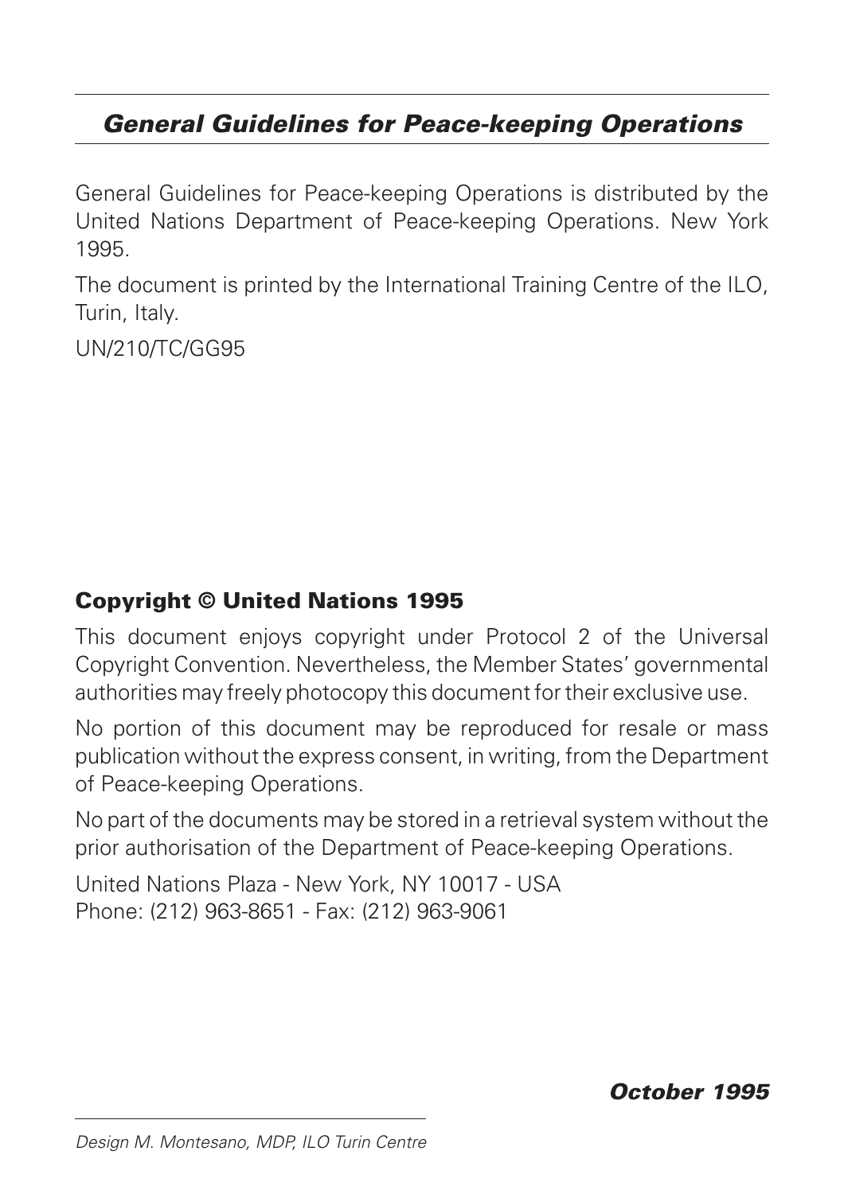## *General Guidelines for Peace-keeping Operations*

General Guidelines for Peace-keeping Operations is distributed by the United Nations Department of Peace-keeping Operations. New York 1995.

The document is printed by the International Training Centre of the ILO, Turin, Italy.

UN/210/TC/GG95

**Copyright © United Nations 1995**

This document enjoys copyright under Protocol 2 of the Universal Copyright Convention. Nevertheless, the Member States' governmental authorities may freely photocopy this document for their exclusive use.

No portion of this document may be reproduced for resale or mass publication without the express consent, in writing, from the Department of Peace-keeping Operations.

No part of the documents may be stored in a retrieval system without the prior authorisation of the Department of Peace-keeping Operations.

United Nations Plaza - New York, NY 10017 - USA
Phone: (212) 963-8651 - Fax: (212) 963-9061

***October 1995***

*Design M. Montesano, MDP, ILO Turin Centre*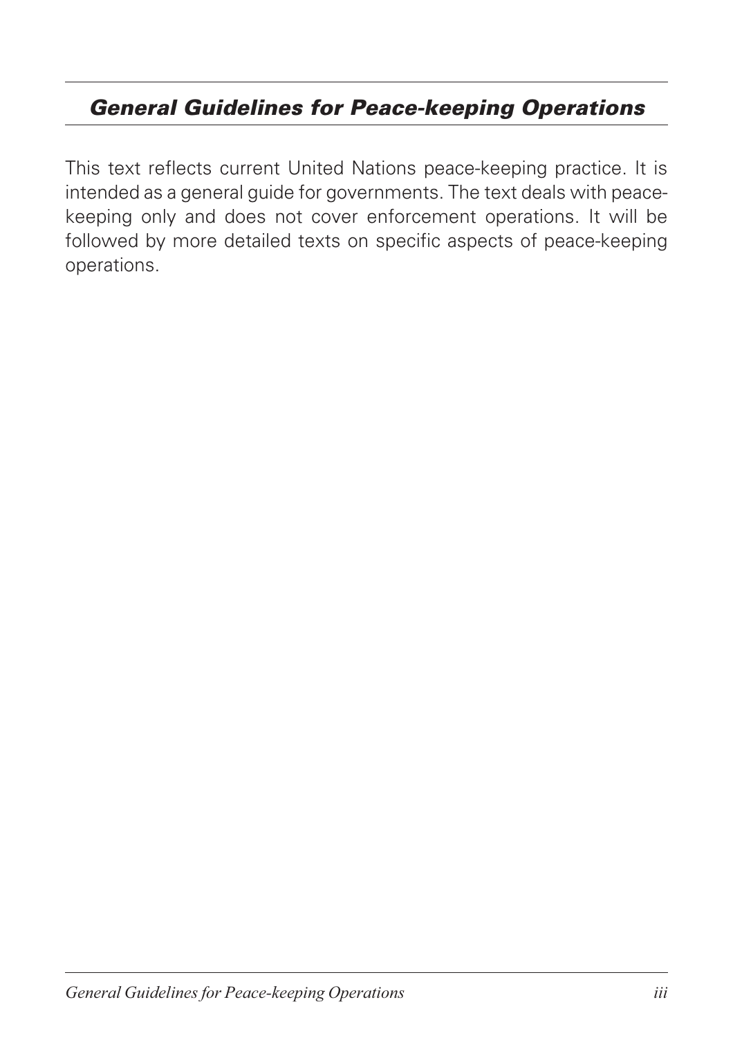## *General Guidelines for Peace-keeping Operations*

This text reflects current United Nations peace-keeping practice. It is intended as a general guide for governments. The text deals with peace-keeping only and does not cover enforcement operations. It will be followed by more detailed texts on specific aspects of peace-keeping operations.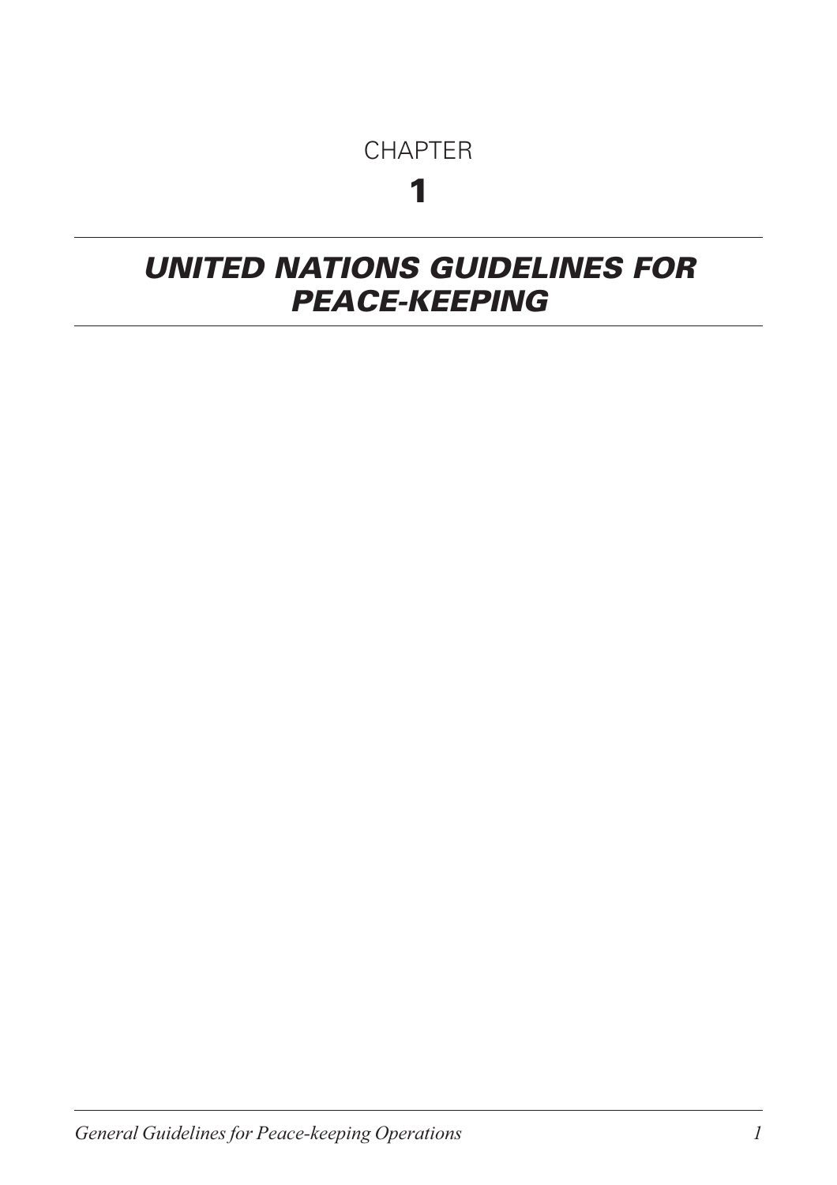CHAPTER

# 1

## *UNITED NATIONS GUIDELINES FOR PEACE-KEEPING*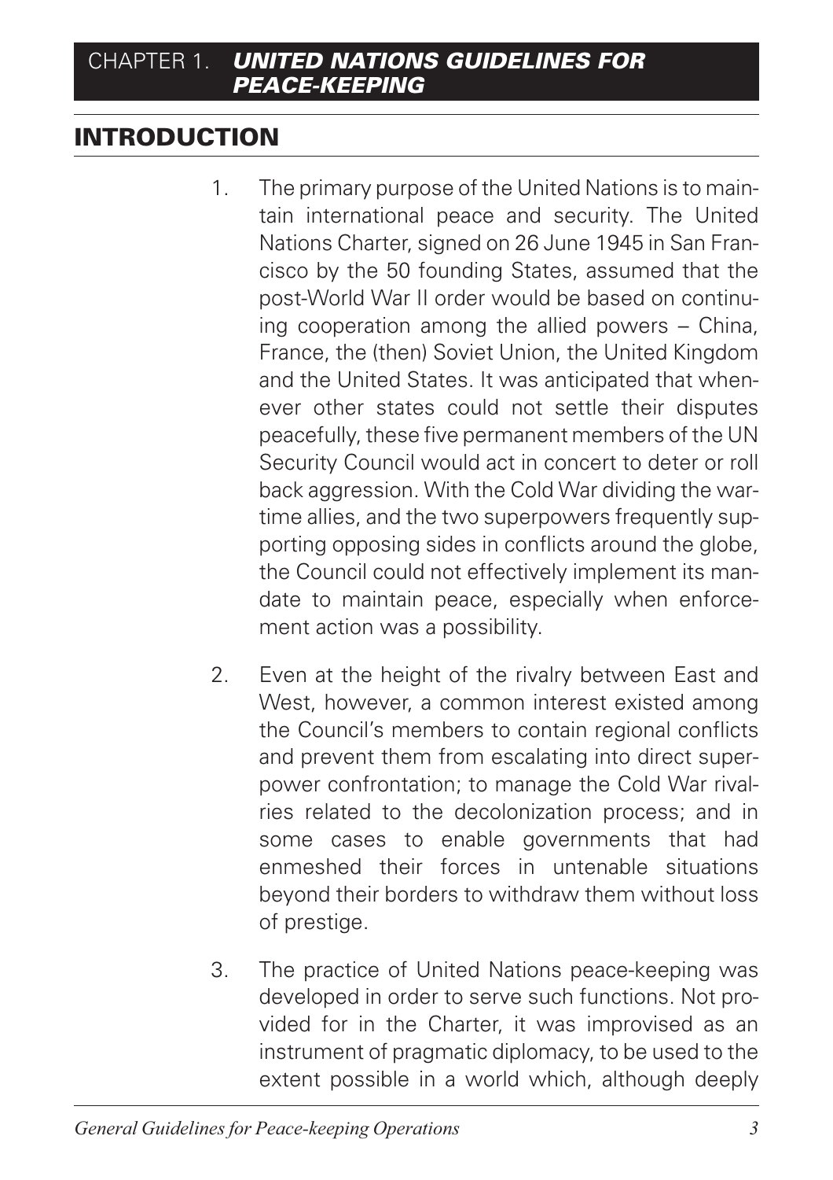# CHAPTER 1. *UNITED NATIONS GUIDELINES FOR PEACE-KEEPING*

## INTRODUCTION

1. The primary purpose of the United Nations is to maintain international peace and security. The United Nations Charter, signed on 26 June 1945 in San Francisco by the 50 founding States, assumed that the post-World War II order would be based on continuing cooperation among the allied powers – China, France, the (then) Soviet Union, the United Kingdom and the United States. It was anticipated that whenever other states could not settle their disputes peacefully, these five permanent members of the UN Security Council would act in concert to deter or roll back aggression. With the Cold War dividing the wartime allies, and the two superpowers frequently supporting opposing sides in conflicts around the globe, the Council could not effectively implement its mandate to maintain peace, especially when enforcement action was a possibility.

2. Even at the height of the rivalry between East and West, however, a common interest existed among the Council's members to contain regional conflicts and prevent them from escalating into direct superpower confrontation; to manage the Cold War rivalries related to the decolonization process; and in some cases to enable governments that had enmeshed their forces in untenable situations beyond their borders to withdraw them without loss of prestige.

3. The practice of United Nations peace-keeping was developed in order to serve such functions. Not provided for in the Charter, it was improvised as an instrument of pragmatic diplomacy, to be used to the extent possible in a world which, although deeply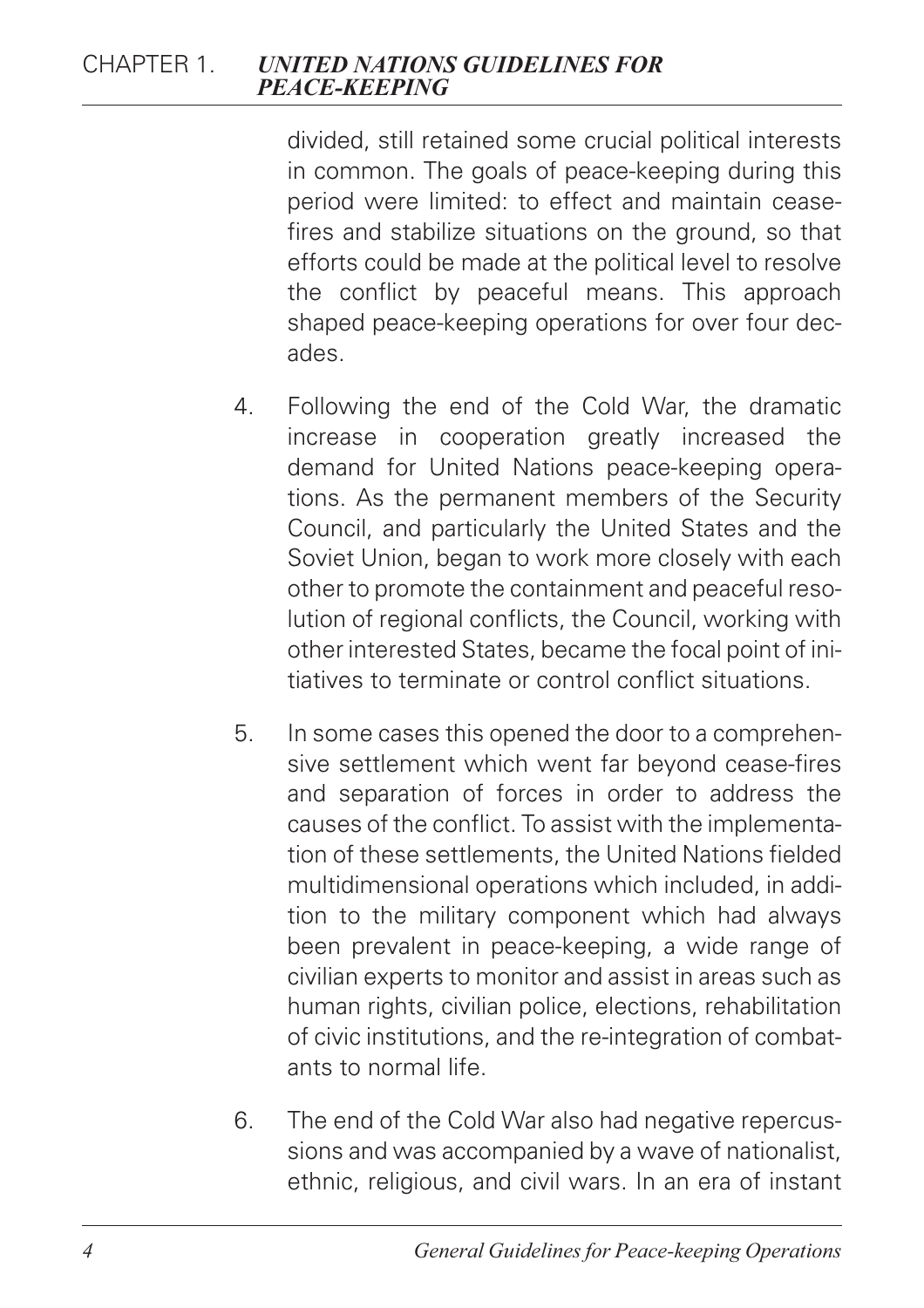divided, still retained some crucial political interests in common. The goals of peace-keeping during this period were limited: to effect and maintain cease-fires and stabilize situations on the ground, so that efforts could be made at the political level to resolve the conflict by peaceful means. This approach shaped peace-keeping operations for over four decades.

4. Following the end of the Cold War, the dramatic increase in cooperation greatly increased the demand for United Nations peace-keeping operations. As the permanent members of the Security Council, and particularly the United States and the Soviet Union, began to work more closely with each other to promote the containment and peaceful resolution of regional conflicts, the Council, working with other interested States, became the focal point of initiatives to terminate or control conflict situations.

5. In some cases this opened the door to a comprehensive settlement which went far beyond cease-fires and separation of forces in order to address the causes of the conflict. To assist with the implementation of these settlements, the United Nations fielded multidimensional operations which included, in addition to the military component which had always been prevalent in peace-keeping, a wide range of civilian experts to monitor and assist in areas such as human rights, civilian police, elections, rehabilitation of civic institutions, and the re-integration of combatants to normal life.

6. The end of the Cold War also had negative repercussions and was accompanied by a wave of nationalist, ethnic, religious, and civil wars. In an era of instant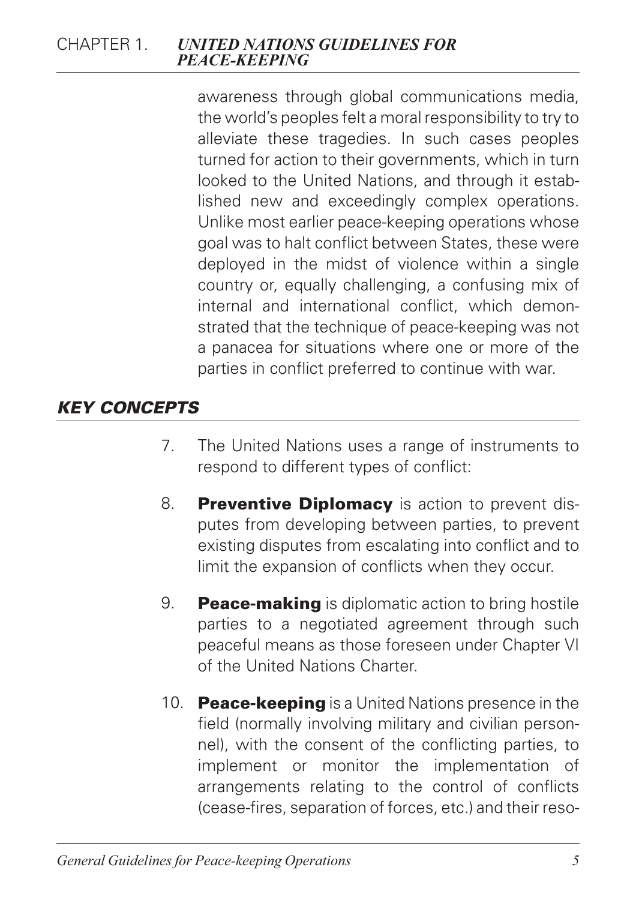awareness through global communications media, the world's peoples felt a moral responsibility to try to alleviate these tragedies. In such cases peoples turned for action to their governments, which in turn looked to the United Nations, and through it established new and exceedingly complex operations. Unlike most earlier peace-keeping operations whose goal was to halt conflict between States, these were deployed in the midst of violence within a single country or, equally challenging, a confusing mix of internal and international conflict, which demonstrated that the technique of peace-keeping was not a panacea for situations where one or more of the parties in conflict preferred to continue with war.

## *KEY CONCEPTS*

7. The United Nations uses a range of instruments to respond to different types of conflict:

8. **Preventive Diplomacy** is action to prevent disputes from developing between parties, to prevent existing disputes from escalating into conflict and to limit the expansion of conflicts when they occur.

9. **Peace-making** is diplomatic action to bring hostile parties to a negotiated agreement through such peaceful means as those foreseen under Chapter VI of the United Nations Charter.

10. **Peace-keeping** is a United Nations presence in the field (normally involving military and civilian personnel), with the consent of the conflicting parties, to implement or monitor the implementation of arrangements relating to the control of conflicts (cease-fires, separation of forces, etc.) and their reso-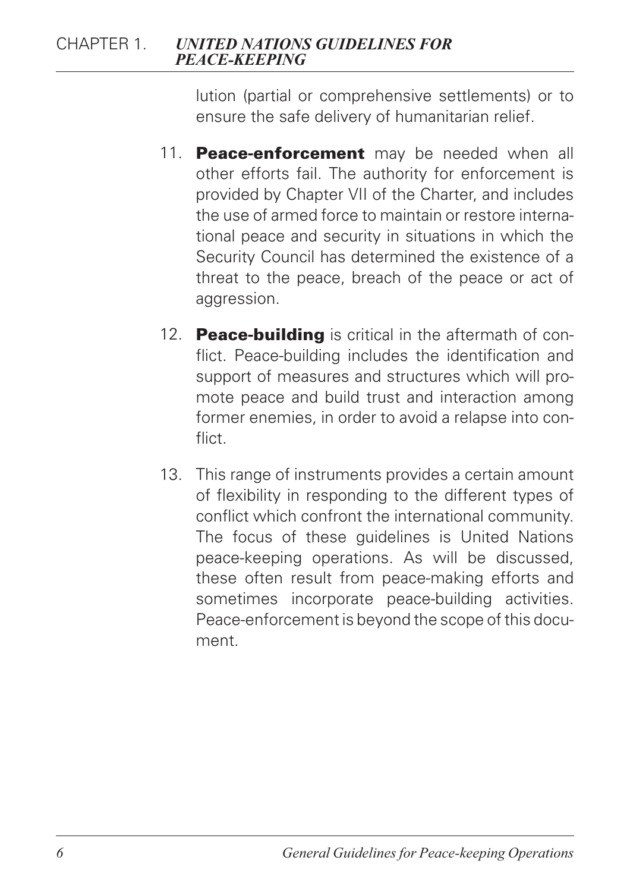lution (partial or comprehensive settlements) or to ensure the safe delivery of humanitarian relief.

11. **Peace-enforcement** may be needed when all other efforts fail. The authority for enforcement is provided by Chapter VII of the Charter, and includes the use of armed force to maintain or restore international peace and security in situations in which the Security Council has determined the existence of a threat to the peace, breach of the peace or act of aggression.

12. **Peace-building** is critical in the aftermath of conflict. Peace-building includes the identification and support of measures and structures which will promote peace and build trust and interaction among former enemies, in order to avoid a relapse into conflict.

13. This range of instruments provides a certain amount of flexibility in responding to the different types of conflict which confront the international community. The focus of these guidelines is United Nations peace-keeping operations. As will be discussed, these often result from peace-making efforts and sometimes incorporate peace-building activities. Peace-enforcement is beyond the scope of this document.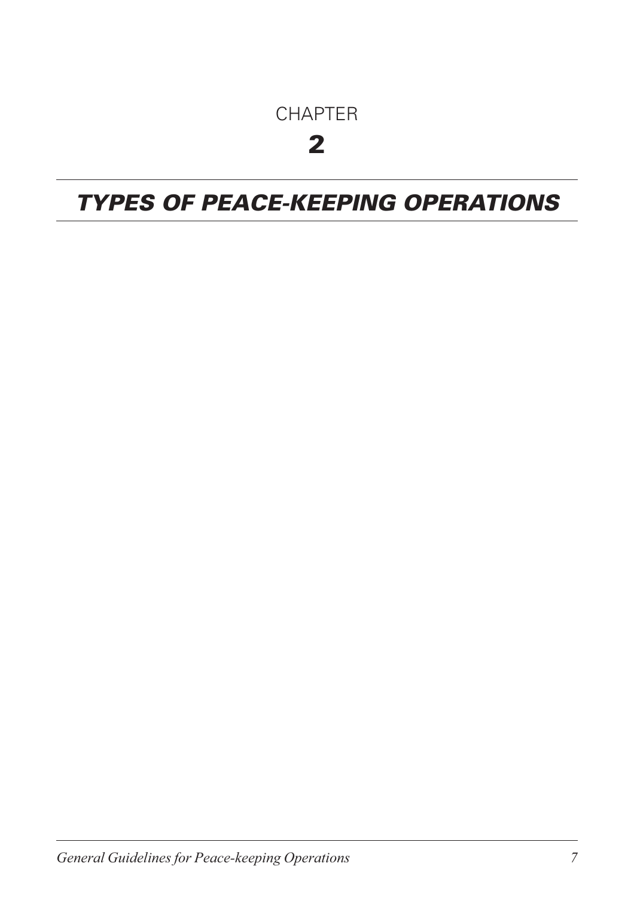# CHAPTER 2

## *TYPES OF PEACE-KEEPING OPERATIONS*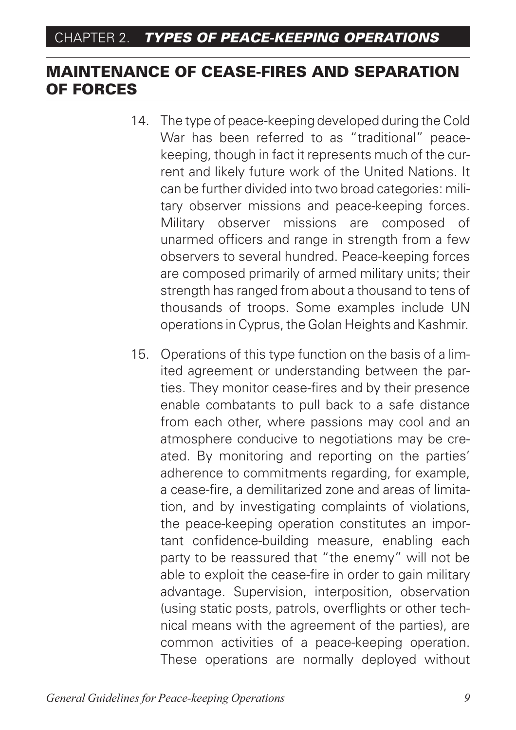## MAINTENANCE OF CEASE-FIRES AND SEPARATION OF FORCES

14. The type of peace-keeping developed during the Cold War has been referred to as "traditional" peace-keeping, though in fact it represents much of the current and likely future work of the United Nations. It can be further divided into two broad categories: military observer missions and peace-keeping forces. Military observer missions are composed of unarmed officers and range in strength from a few observers to several hundred. Peace-keeping forces are composed primarily of armed military units; their strength has ranged from about a thousand to tens of thousands of troops. Some examples include UN operations in Cyprus, the Golan Heights and Kashmir.

15. Operations of this type function on the basis of a limited agreement or understanding between the parties. They monitor cease-fires and by their presence enable combatants to pull back to a safe distance from each other, where passions may cool and an atmosphere conducive to negotiations may be created. By monitoring and reporting on the parties' adherence to commitments regarding, for example, a cease-fire, a demilitarized zone and areas of limitation, and by investigating complaints of violations, the peace-keeping operation constitutes an important confidence-building measure, enabling each party to be reassured that "the enemy" will not be able to exploit the cease-fire in order to gain military advantage. Supervision, interposition, observation (using static posts, patrols, overflights or other technical means with the agreement of the parties), are common activities of a peace-keeping operation. These operations are normally deployed without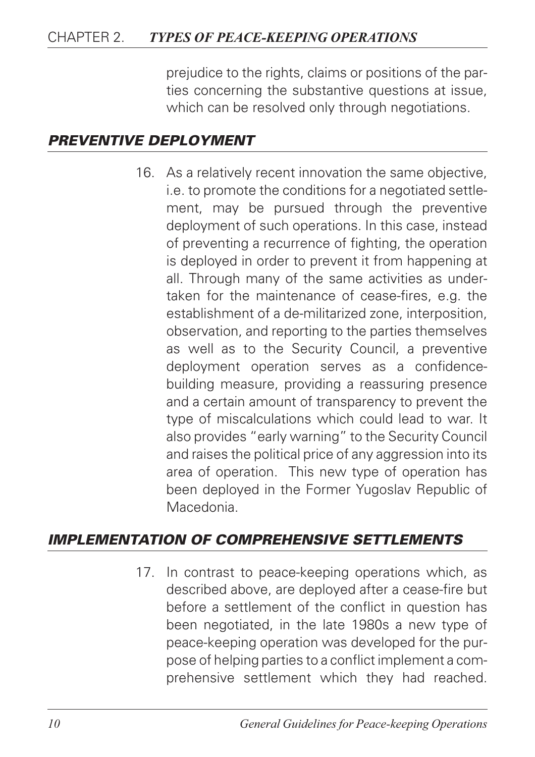prejudice to the rights, claims or positions of the parties concerning the substantive questions at issue, which can be resolved only through negotiations.

## *PREVENTIVE DEPLOYMENT*

16. As a relatively recent innovation the same objective, i.e. to promote the conditions for a negotiated settlement, may be pursued through the preventive deployment of such operations. In this case, instead of preventing a recurrence of fighting, the operation is deployed in order to prevent it from happening at all. Through many of the same activities as undertaken for the maintenance of cease-fires, e.g. the establishment of a de-militarized zone, interposition, observation, and reporting to the parties themselves as well as to the Security Council, a preventive deployment operation serves as a confidence-building measure, providing a reassuring presence and a certain amount of transparency to prevent the type of miscalculations which could lead to war. It also provides "early warning" to the Security Council and raises the political price of any aggression into its area of operation. This new type of operation has been deployed in the Former Yugoslav Republic of Macedonia.

## *IMPLEMENTATION OF COMPREHENSIVE SETTLEMENTS*

17. In contrast to peace-keeping operations which, as described above, are deployed after a cease-fire but before a settlement of the conflict in question has been negotiated, in the late 1980s a new type of peace-keeping operation was developed for the purpose of helping parties to a conflict implement a comprehensive settlement which they had reached.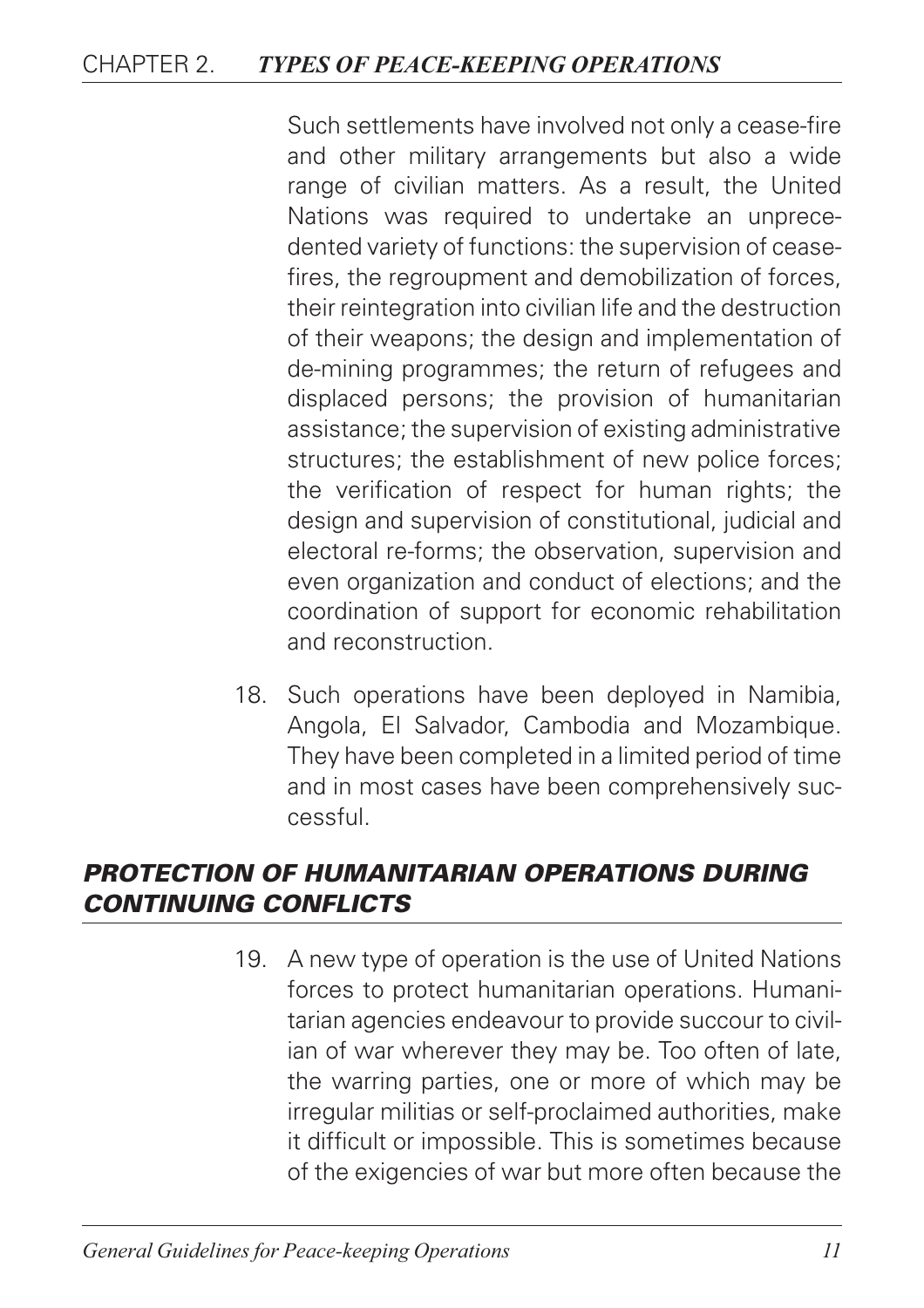Such settlements have involved not only a cease-fire and other military arrangements but also a wide range of civilian matters. As a result, the United Nations was required to undertake an unprecedented variety of functions: the supervision of cease-fires, the regroupment and demobilization of forces, their reintegration into civilian life and the destruction of their weapons; the design and implementation of de-mining programmes; the return of refugees and displaced persons; the provision of humanitarian assistance; the supervision of existing administrative structures; the establishment of new police forces; the verification of respect for human rights; the design and supervision of constitutional, judicial and electoral re-forms; the observation, supervision and even organization and conduct of elections; and the coordination of support for economic rehabilitation and reconstruction.

18. Such operations have been deployed in Namibia, Angola, El Salvador, Cambodia and Mozambique. They have been completed in a limited period of time and in most cases have been comprehensively successful.

## *PROTECTION OF HUMANITARIAN OPERATIONS DURING CONTINUING CONFLICTS*

19. A new type of operation is the use of United Nations forces to protect humanitarian operations. Humanitarian agencies endeavour to provide succour to civilian of war wherever they may be. Too often of late, the warring parties, one or more of which may be irregular militias or self-proclaimed authorities, make it difficult or impossible. This is sometimes because of the exigencies of war but more often because the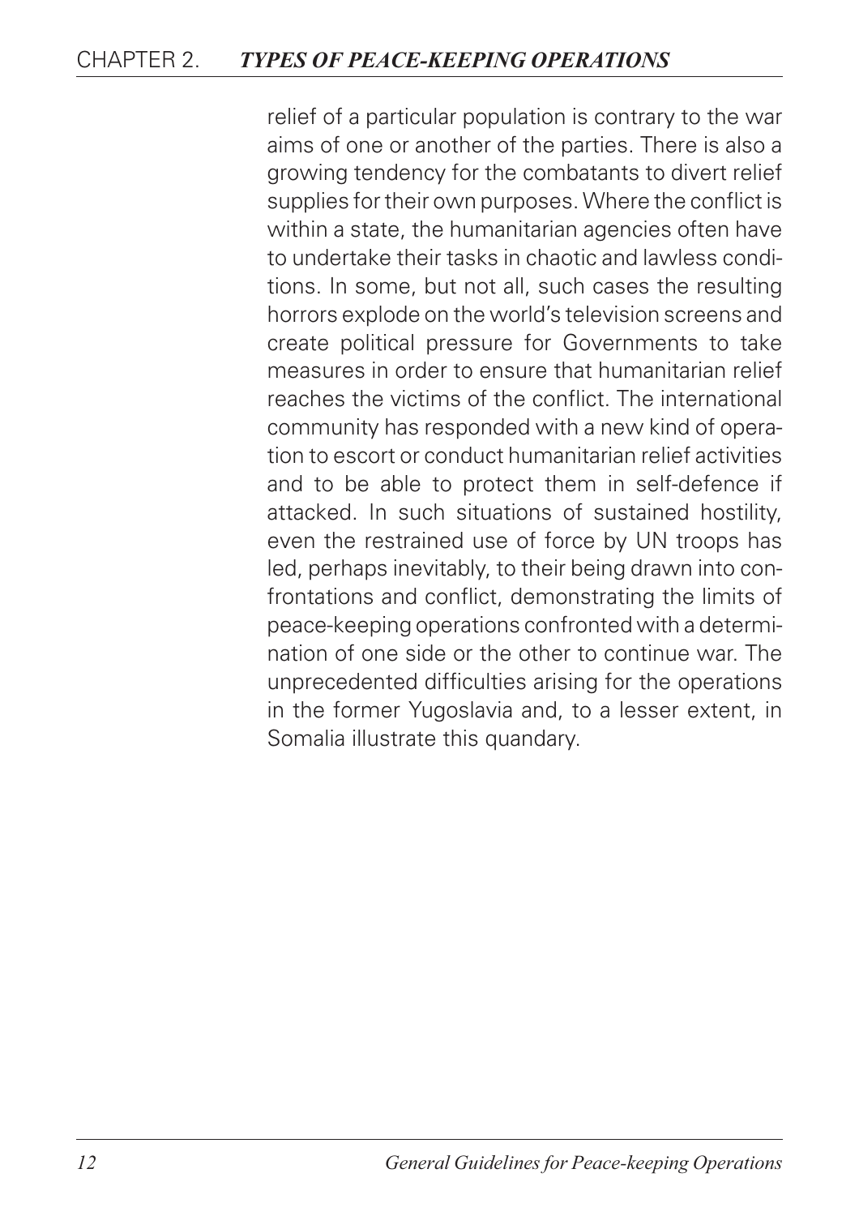relief of a particular population is contrary to the war aims of one or another of the parties. There is also a growing tendency for the combatants to divert relief supplies for their own purposes. Where the conflict is within a state, the humanitarian agencies often have to undertake their tasks in chaotic and lawless conditions. In some, but not all, such cases the resulting horrors explode on the world's television screens and create political pressure for Governments to take measures in order to ensure that humanitarian relief reaches the victims of the conflict. The international community has responded with a new kind of operation to escort or conduct humanitarian relief activities and to be able to protect them in self-defence if attacked. In such situations of sustained hostility, even the restrained use of force by UN troops has led, perhaps inevitably, to their being drawn into confrontations and conflict, demonstrating the limits of peace-keeping operations confronted with a determination of one side or the other to continue war. The unprecedented difficulties arising for the operations in the former Yugoslavia and, to a lesser extent, in Somalia illustrate this quandary.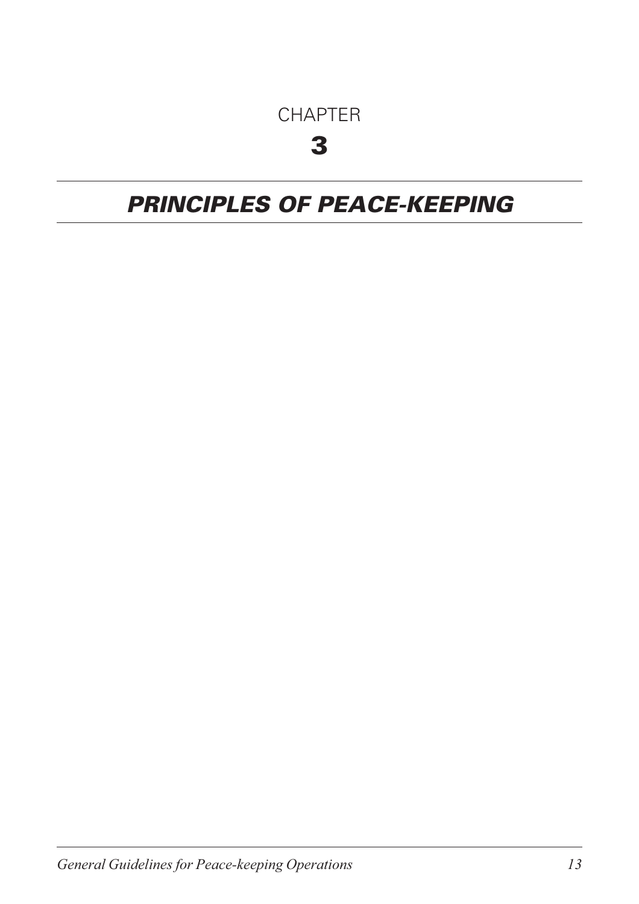# CHAPTER 3

## *PRINCIPLES OF PEACE-KEEPING*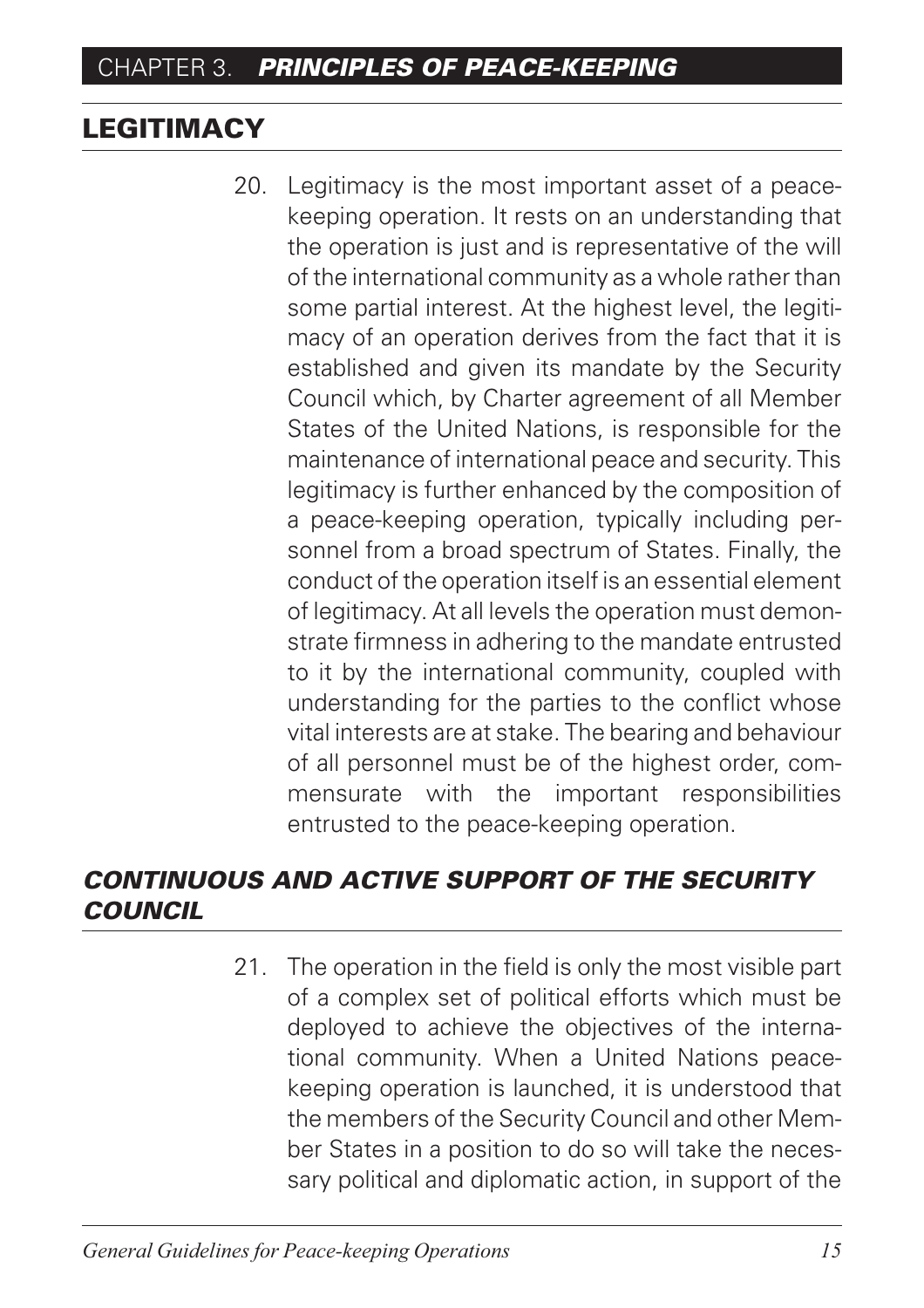## LEGITIMACY

20. Legitimacy is the most important asset of a peace-keeping operation. It rests on an understanding that the operation is just and is representative of the will of the international community as a whole rather than some partial interest. At the highest level, the legitimacy of an operation derives from the fact that it is established and given its mandate by the Security Council which, by Charter agreement of all Member States of the United Nations, is responsible for the maintenance of international peace and security. This legitimacy is further enhanced by the composition of a peace-keeping operation, typically including personnel from a broad spectrum of States. Finally, the conduct of the operation itself is an essential element of legitimacy. At all levels the operation must demonstrate firmness in adhering to the mandate entrusted to it by the international community, coupled with understanding for the parties to the conflict whose vital interests are at stake. The bearing and behaviour of all personnel must be of the highest order, commensurate with the important responsibilities entrusted to the peace-keeping operation.

### *CONTINUOUS AND ACTIVE SUPPORT OF THE SECURITY COUNCIL*

21. The operation in the field is only the most visible part of a complex set of political efforts which must be deployed to achieve the objectives of the international community. When a United Nations peace-keeping operation is launched, it is understood that the members of the Security Council and other Member States in a position to do so will take the necessary political and diplomatic action, in support of the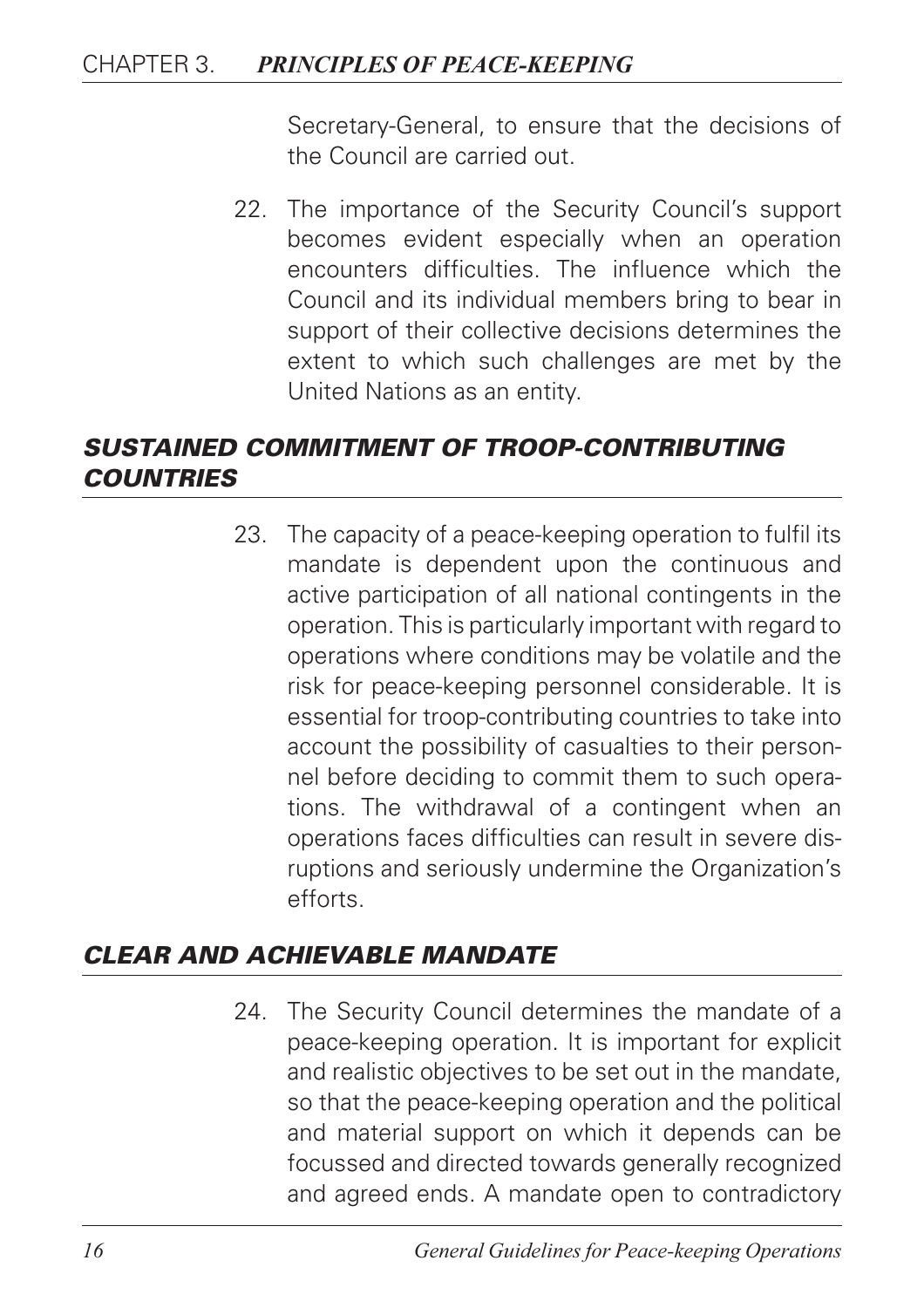Secretary-General, to ensure that the decisions of the Council are carried out.

22. The importance of the Security Council's support becomes evident especially when an operation encounters difficulties. The influence which the Council and its individual members bring to bear in support of their collective decisions determines the extent to which such challenges are met by the United Nations as an entity.

## *SUSTAINED COMMITMENT OF TROOP-CONTRIBUTING COUNTRIES*

23. The capacity of a peace-keeping operation to fulfil its mandate is dependent upon the continuous and active participation of all national contingents in the operation. This is particularly important with regard to operations where conditions may be volatile and the risk for peace-keeping personnel considerable. It is essential for troop-contributing countries to take into account the possibility of casualties to their personnel before deciding to commit them to such operations. The withdrawal of a contingent when an operations faces difficulties can result in severe disruptions and seriously undermine the Organization's efforts.

## *CLEAR AND ACHIEVABLE MANDATE*

24. The Security Council determines the mandate of a peace-keeping operation. It is important for explicit and realistic objectives to be set out in the mandate, so that the peace-keeping operation and the political and material support on which it depends can be focussed and directed towards generally recognized and agreed ends. A mandate open to contradictory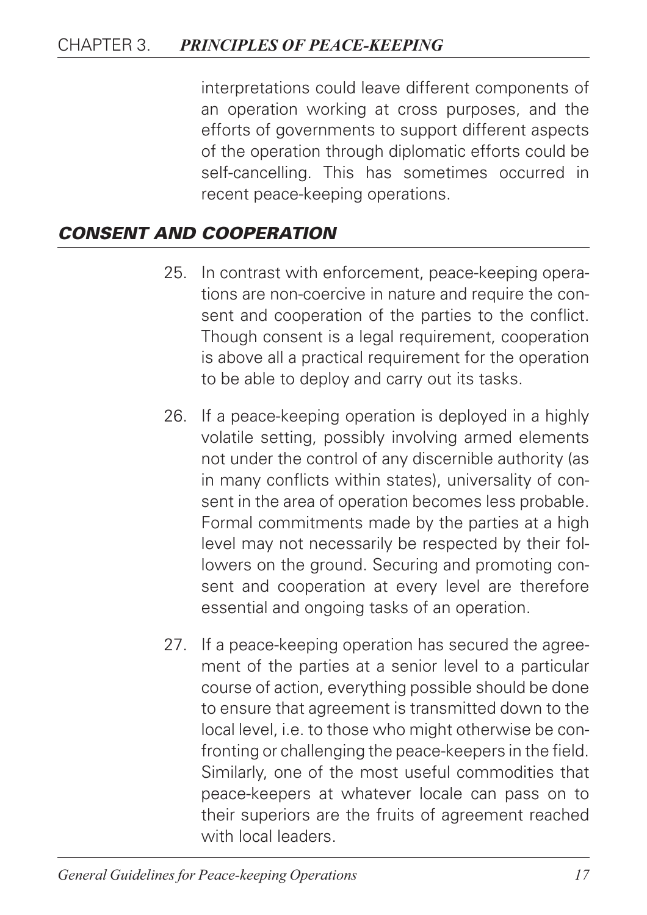interpretations could leave different components of an operation working at cross purposes, and the efforts of governments to support different aspects of the operation through diplomatic efforts could be self-cancelling. This has sometimes occurred in recent peace-keeping operations.

## *CONSENT AND COOPERATION*

25. In contrast with enforcement, peace-keeping operations are non-coercive in nature and require the consent and cooperation of the parties to the conflict. Though consent is a legal requirement, cooperation is above all a practical requirement for the operation to be able to deploy and carry out its tasks.

26. If a peace-keeping operation is deployed in a highly volatile setting, possibly involving armed elements not under the control of any discernible authority (as in many conflicts within states), universality of consent in the area of operation becomes less probable. Formal commitments made by the parties at a high level may not necessarily be respected by their followers on the ground. Securing and promoting consent and cooperation at every level are therefore essential and ongoing tasks of an operation.

27. If a peace-keeping operation has secured the agreement of the parties at a senior level to a particular course of action, everything possible should be done to ensure that agreement is transmitted down to the local level, i.e. to those who might otherwise be confronting or challenging the peace-keepers in the field. Similarly, one of the most useful commodities that peace-keepers at whatever locale can pass on to their superiors are the fruits of agreement reached with local leaders.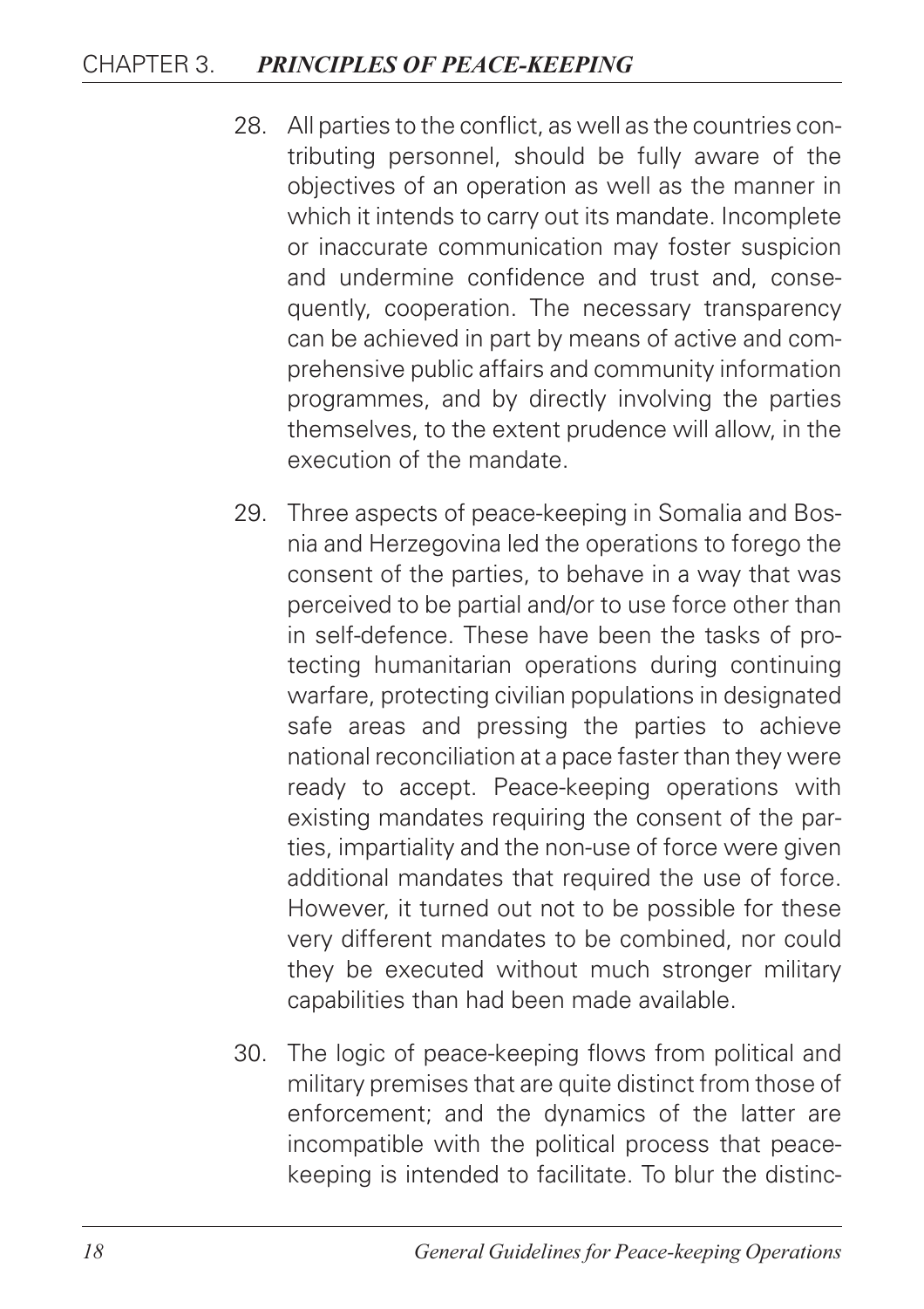28. All parties to the conflict, as well as the countries contributing personnel, should be fully aware of the objectives of an operation as well as the manner in which it intends to carry out its mandate. Incomplete or inaccurate communication may foster suspicion and undermine confidence and trust and, consequently, cooperation. The necessary transparency can be achieved in part by means of active and comprehensive public affairs and community information programmes, and by directly involving the parties themselves, to the extent prudence will allow, in the execution of the mandate.

29. Three aspects of peace-keeping in Somalia and Bosnia and Herzegovina led the operations to forego the consent of the parties, to behave in a way that was perceived to be partial and/or to use force other than in self-defence. These have been the tasks of protecting humanitarian operations during continuing warfare, protecting civilian populations in designated safe areas and pressing the parties to achieve national reconciliation at a pace faster than they were ready to accept. Peace-keeping operations with existing mandates requiring the consent of the parties, impartiality and the non-use of force were given additional mandates that required the use of force. However, it turned out not to be possible for these very different mandates to be combined, nor could they be executed without much stronger military capabilities than had been made available.

30. The logic of peace-keeping flows from political and military premises that are quite distinct from those of enforcement; and the dynamics of the latter are incompatible with the political process that peace-keeping is intended to facilitate. To blur the distinc-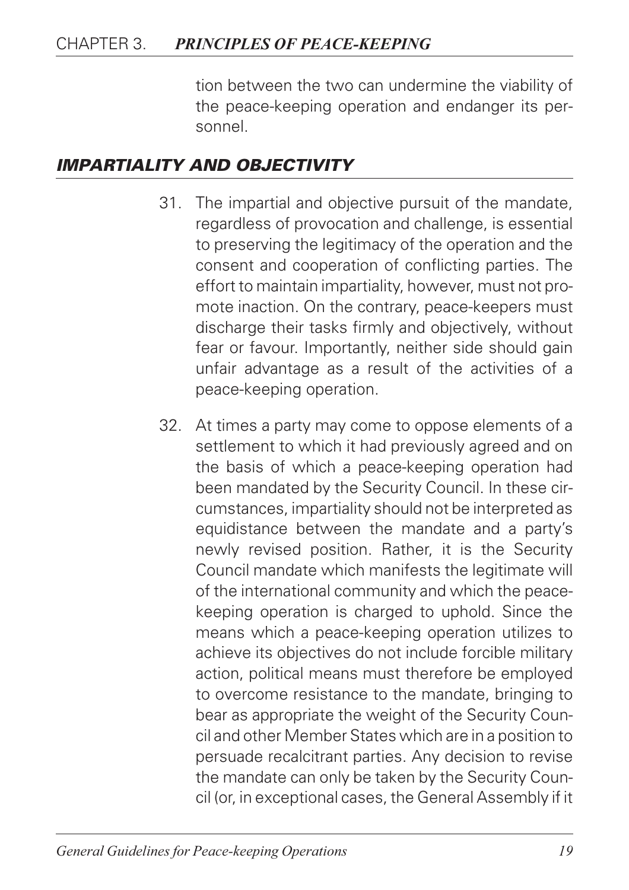tion between the two can undermine the viability of the peace-keeping operation and endanger its personnel.

## *IMPARTIALITY AND OBJECTIVITY*

31. The impartial and objective pursuit of the mandate, regardless of provocation and challenge, is essential to preserving the legitimacy of the operation and the consent and cooperation of conflicting parties. The effort to maintain impartiality, however, must not promote inaction. On the contrary, peace-keepers must discharge their tasks firmly and objectively, without fear or favour. Importantly, neither side should gain unfair advantage as a result of the activities of a peace-keeping operation.

32. At times a party may come to oppose elements of a settlement to which it had previously agreed and on the basis of which a peace-keeping operation had been mandated by the Security Council. In these circumstances, impartiality should not be interpreted as equidistance between the mandate and a party's newly revised position. Rather, it is the Security Council mandate which manifests the legitimate will of the international community and which the peace-keeping operation is charged to uphold. Since the means which a peace-keeping operation utilizes to achieve its objectives do not include forcible military action, political means must therefore be employed to overcome resistance to the mandate, bringing to bear as appropriate the weight of the Security Council and other Member States which are in a position to persuade recalcitrant parties. Any decision to revise the mandate can only be taken by the Security Council (or, in exceptional cases, the General Assembly if it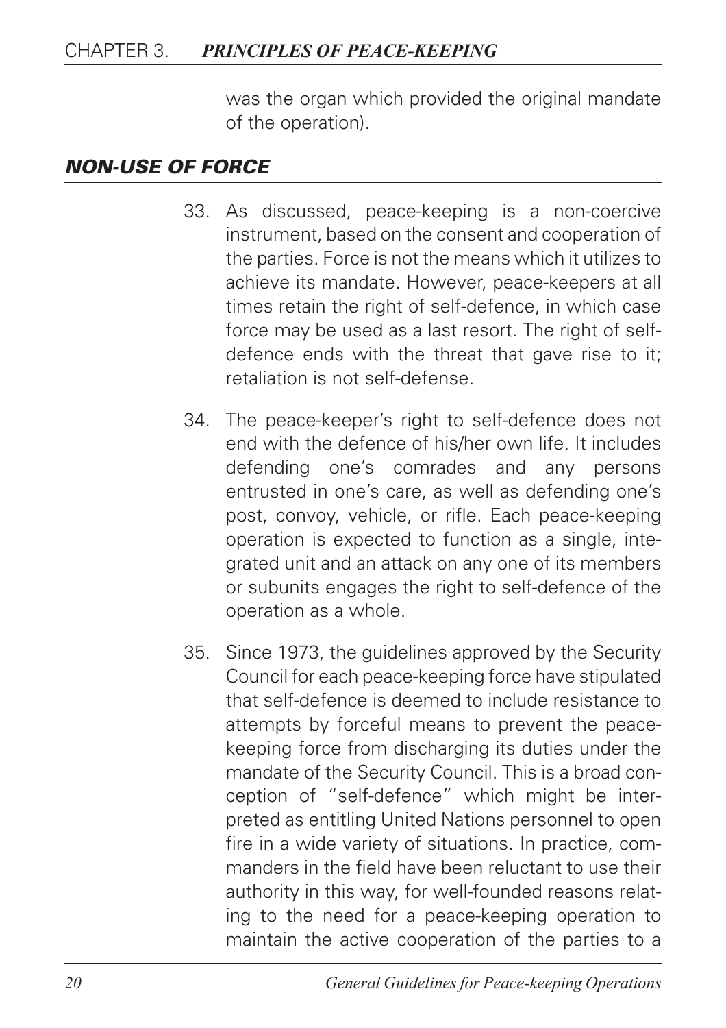was the organ which provided the original mandate of the operation).

## *NON-USE OF FORCE*

33. As discussed, peace-keeping is a non-coercive instrument, based on the consent and cooperation of the parties. Force is not the means which it utilizes to achieve its mandate. However, peace-keepers at all times retain the right of self-defence, in which case force may be used as a last resort. The right of self-defence ends with the threat that gave rise to it; retaliation is not self-defense.

34. The peace-keeper's right to self-defence does not end with the defence of his/her own life. It includes defending one's comrades and any persons entrusted in one's care, as well as defending one's post, convoy, vehicle, or rifle. Each peace-keeping operation is expected to function as a single, integrated unit and an attack on any one of its members or subunits engages the right to self-defence of the operation as a whole.

35. Since 1973, the guidelines approved by the Security Council for each peace-keeping force have stipulated that self-defence is deemed to include resistance to attempts by forceful means to prevent the peace-keeping force from discharging its duties under the mandate of the Security Council. This is a broad conception of "self-defence" which might be interpreted as entitling United Nations personnel to open fire in a wide variety of situations. In practice, commanders in the field have been reluctant to use their authority in this way, for well-founded reasons relating to the need for a peace-keeping operation to maintain the active cooperation of the parties to a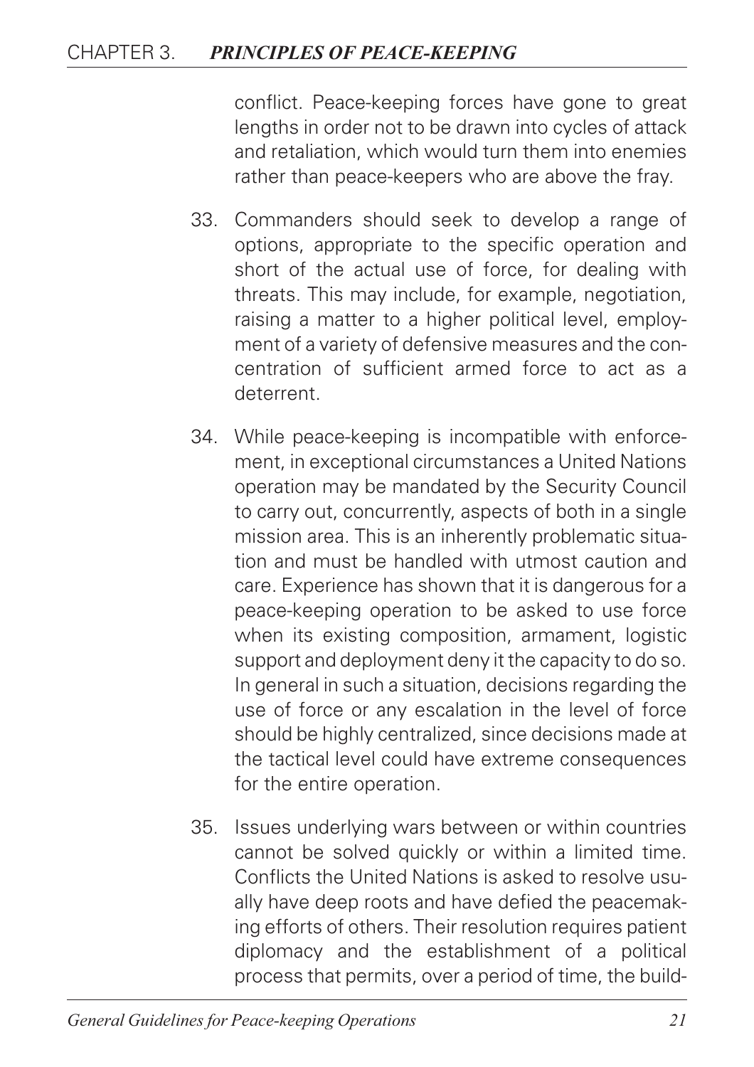conflict. Peace-keeping forces have gone to great lengths in order not to be drawn into cycles of attack and retaliation, which would turn them into enemies rather than peace-keepers who are above the fray.

33. Commanders should seek to develop a range of options, appropriate to the specific operation and short of the actual use of force, for dealing with threats. This may include, for example, negotiation, raising a matter to a higher political level, employment of a variety of defensive measures and the concentration of sufficient armed force to act as a deterrent.

34. While peace-keeping is incompatible with enforcement, in exceptional circumstances a United Nations operation may be mandated by the Security Council to carry out, concurrently, aspects of both in a single mission area. This is an inherently problematic situation and must be handled with utmost caution and care. Experience has shown that it is dangerous for a peace-keeping operation to be asked to use force when its existing composition, armament, logistic support and deployment deny it the capacity to do so. In general in such a situation, decisions regarding the use of force or any escalation in the level of force should be highly centralized, since decisions made at the tactical level could have extreme consequences for the entire operation.

35. Issues underlying wars between or within countries cannot be solved quickly or within a limited time. Conflicts the United Nations is asked to resolve usually have deep roots and have defied the peacemaking efforts of others. Their resolution requires patient diplomacy and the establishment of a political process that permits, over a period of time, the build-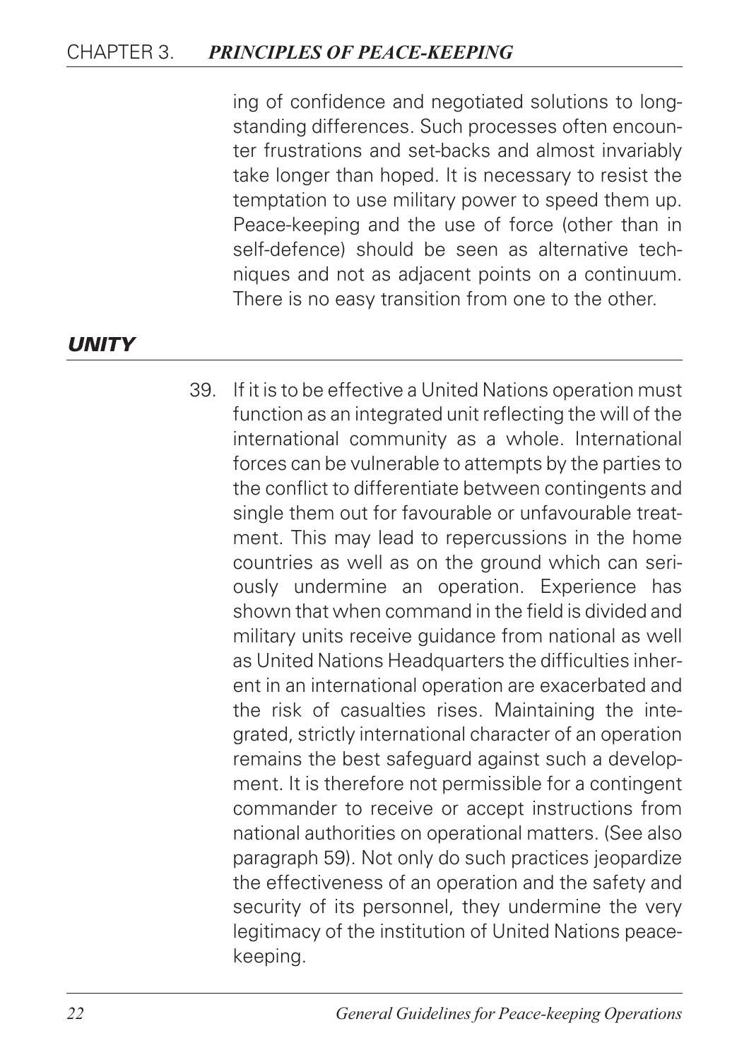ing of confidence and negotiated solutions to long-standing differences. Such processes often encounter frustrations and set-backs and almost invariably take longer than hoped. It is necessary to resist the temptation to use military power to speed them up. Peace-keeping and the use of force (other than in self-defence) should be seen as alternative techniques and not as adjacent points on a continuum. There is no easy transition from one to the other.

## *UNITY*

39. If it is to be effective a United Nations operation must function as an integrated unit reflecting the will of the international community as a whole. International forces can be vulnerable to attempts by the parties to the conflict to differentiate between contingents and single them out for favourable or unfavourable treatment. This may lead to repercussions in the home countries as well as on the ground which can seriously undermine an operation. Experience has shown that when command in the field is divided and military units receive guidance from national as well as United Nations Headquarters the difficulties inherent in an international operation are exacerbated and the risk of casualties rises. Maintaining the integrated, strictly international character of an operation remains the best safeguard against such a development. It is therefore not permissible for a contingent commander to receive or accept instructions from national authorities on operational matters. (See also paragraph 59). Not only do such practices jeopardize the effectiveness of an operation and the safety and security of its personnel, they undermine the very legitimacy of the institution of United Nations peace-keeping.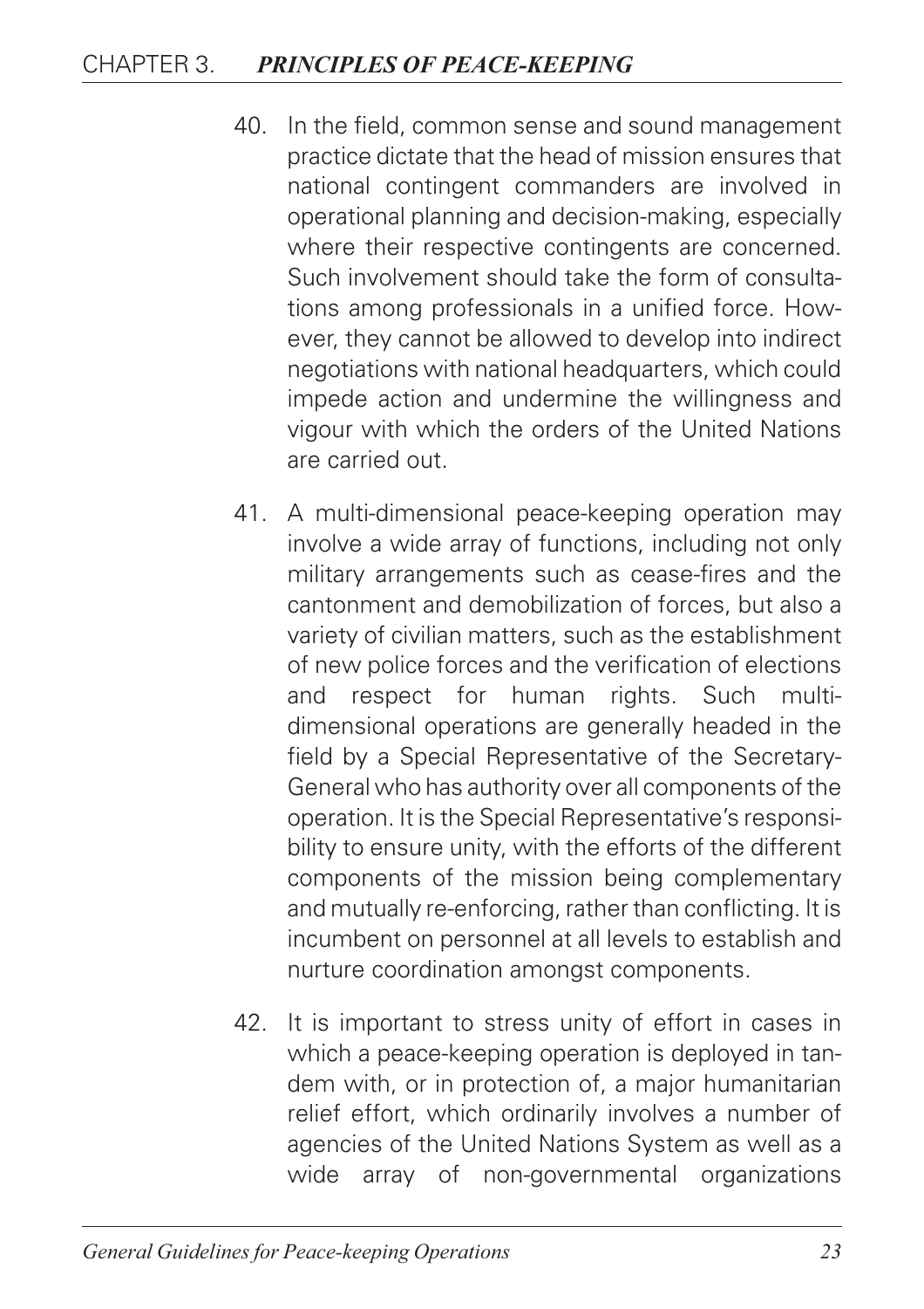40. In the field, common sense and sound management practice dictate that the head of mission ensures that national contingent commanders are involved in operational planning and decision-making, especially where their respective contingents are concerned. Such involvement should take the form of consultations among professionals in a unified force. However, they cannot be allowed to develop into indirect negotiations with national headquarters, which could impede action and undermine the willingness and vigour with which the orders of the United Nations are carried out.

41. A multi-dimensional peace-keeping operation may involve a wide array of functions, including not only military arrangements such as cease-fires and the cantonment and demobilization of forces, but also a variety of civilian matters, such as the establishment of new police forces and the verification of elections and respect for human rights. Such multi-dimensional operations are generally headed in the field by a Special Representative of the Secretary-General who has authority over all components of the operation. It is the Special Representative's responsibility to ensure unity, with the efforts of the different components of the mission being complementary and mutually re-enforcing, rather than conflicting. It is incumbent on personnel at all levels to establish and nurture coordination amongst components.

42. It is important to stress unity of effort in cases in which a peace-keeping operation is deployed in tandem with, or in protection of, a major humanitarian relief effort, which ordinarily involves a number of agencies of the United Nations System as well as a wide array of non-governmental organizations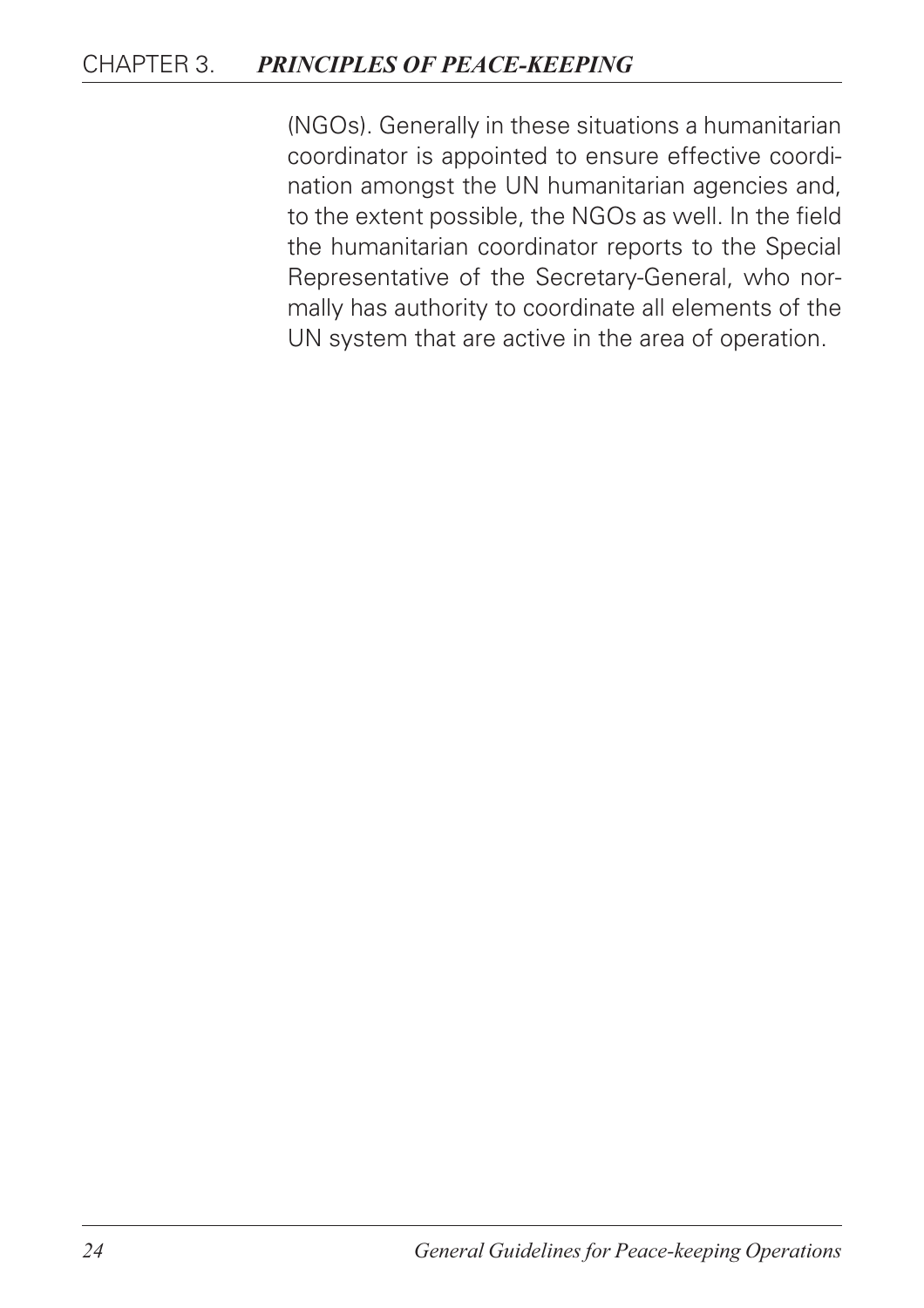(NGOs). Generally in these situations a humanitarian coordinator is appointed to ensure effective coordination amongst the UN humanitarian agencies and, to the extent possible, the NGOs as well. In the field the humanitarian coordinator reports to the Special Representative of the Secretary-General, who normally has authority to coordinate all elements of the UN system that are active in the area of operation.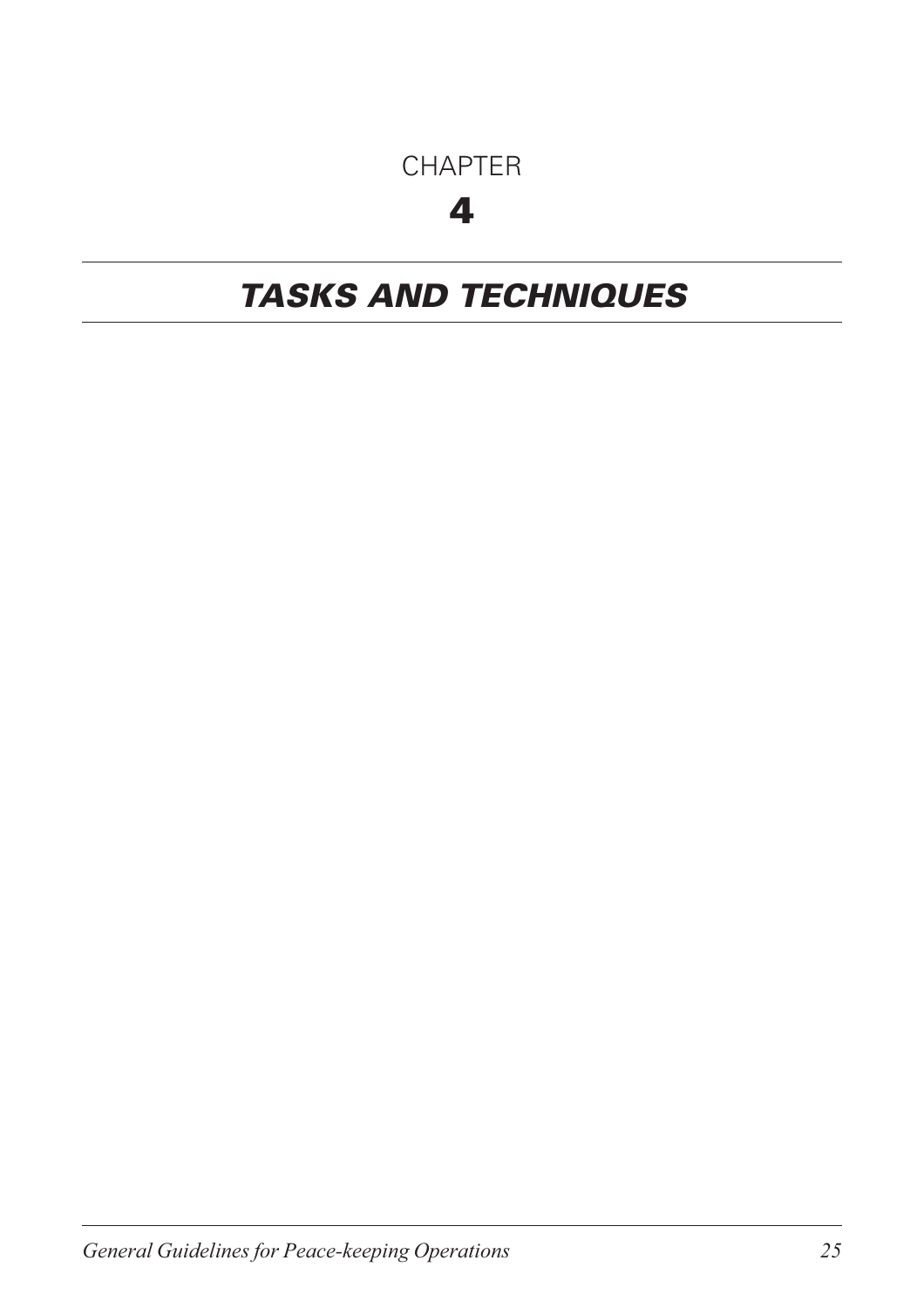CHAPTER

# 4

# *TASKS AND TECHNIQUES*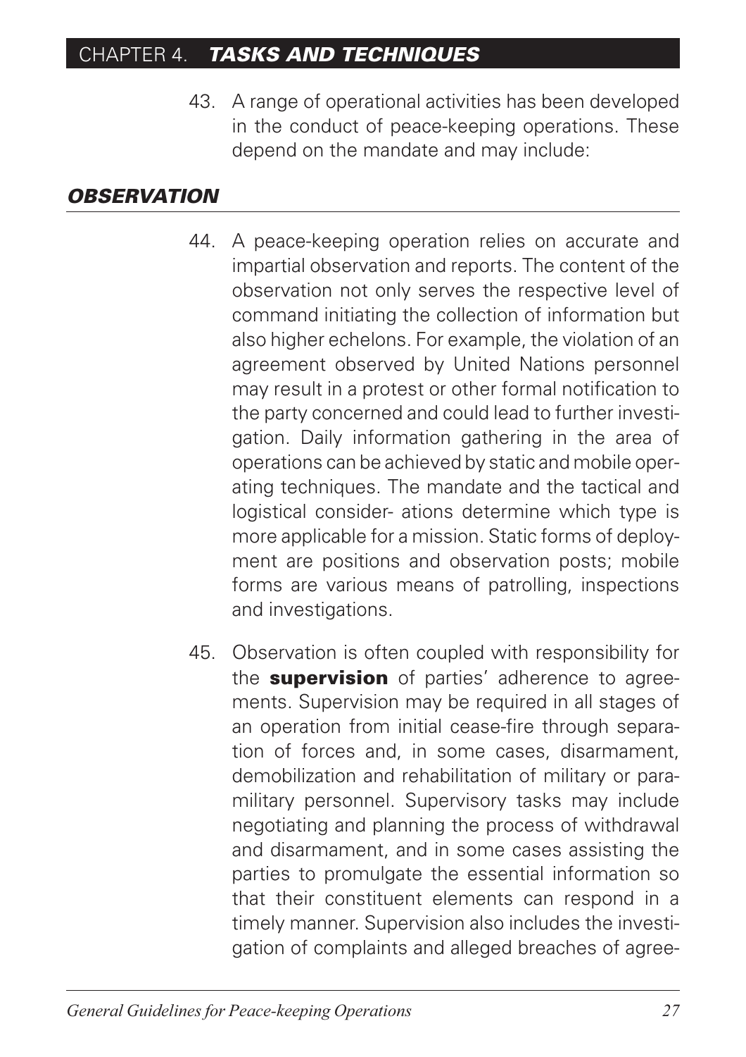# CHAPTER 4. *TASKS AND TECHNIQUES*

43. A range of operational activities has been developed in the conduct of peace-keeping operations. These depend on the mandate and may include:

## *OBSERVATION*

44. A peace-keeping operation relies on accurate and impartial observation and reports. The content of the observation not only serves the respective level of command initiating the collection of information but also higher echelons. For example, the violation of an agreement observed by United Nations personnel may result in a protest or other formal notification to the party concerned and could lead to further investigation. Daily information gathering in the area of operations can be achieved by static and mobile operating techniques. The mandate and the tactical and logistical consider- ations determine which type is more applicable for a mission. Static forms of deployment are positions and observation posts; mobile forms are various means of patrolling, inspections and investigations.

45. Observation is often coupled with responsibility for the **supervision** of parties' adherence to agreements. Supervision may be required in all stages of an operation from initial cease-fire through separation of forces and, in some cases, disarmament, demobilization and rehabilitation of military or paramilitary personnel. Supervisory tasks may include negotiating and planning the process of withdrawal and disarmament, and in some cases assisting the parties to promulgate the essential information so that their constituent elements can respond in a timely manner. Supervision also includes the investigation of complaints and alleged breaches of agree-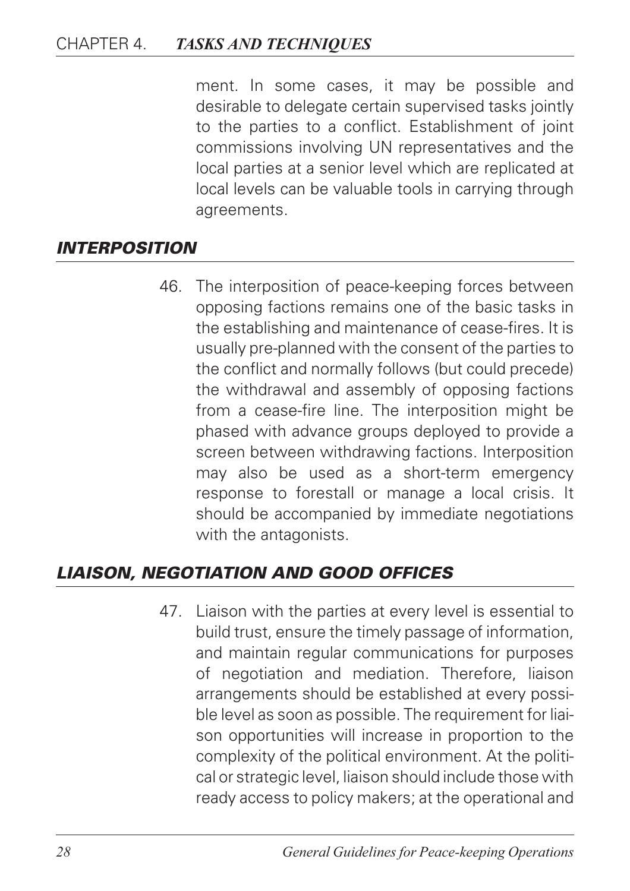ment. In some cases, it may be possible and desirable to delegate certain supervised tasks jointly to the parties to a conflict. Establishment of joint commissions involving UN representatives and the local parties at a senior level which are replicated at local levels can be valuable tools in carrying through agreements.

## *INTERPOSITION*

46. The interposition of peace-keeping forces between opposing factions remains one of the basic tasks in the establishing and maintenance of cease-fires. It is usually pre-planned with the consent of the parties to the conflict and normally follows (but could precede) the withdrawal and assembly of opposing factions from a cease-fire line. The interposition might be phased with advance groups deployed to provide a screen between withdrawing factions. Interposition may also be used as a short-term emergency response to forestall or manage a local crisis. It should be accompanied by immediate negotiations with the antagonists.

## *LIAISON, NEGOTIATION AND GOOD OFFICES*

47. Liaison with the parties at every level is essential to build trust, ensure the timely passage of information, and maintain regular communications for purposes of negotiation and mediation. Therefore, liaison arrangements should be established at every possible level as soon as possible. The requirement for liaison opportunities will increase in proportion to the complexity of the political environment. At the political or strategic level, liaison should include those with ready access to policy makers; at the operational and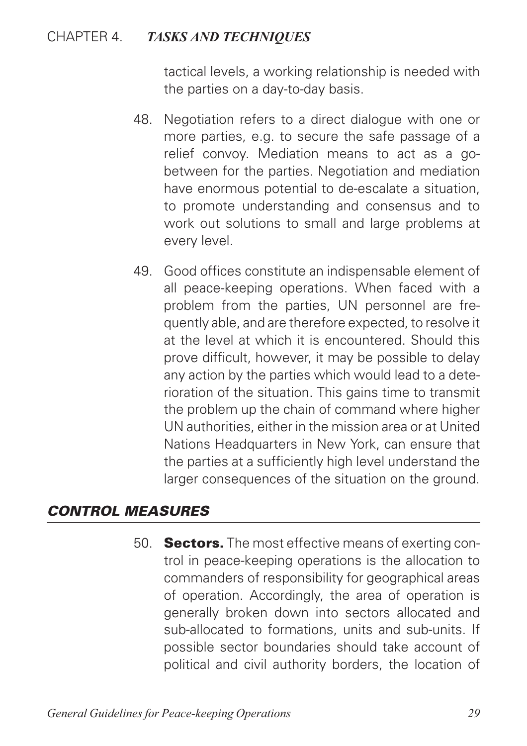tactical levels, a working relationship is needed with the parties on a day-to-day basis.

48. Negotiation refers to a direct dialogue with one or more parties, e.g. to secure the safe passage of a relief convoy. Mediation means to act as a go-between for the parties. Negotiation and mediation have enormous potential to de-escalate a situation, to promote understanding and consensus and to work out solutions to small and large problems at every level.

49. Good offices constitute an indispensable element of all peace-keeping operations. When faced with a problem from the parties, UN personnel are frequently able, and are therefore expected, to resolve it at the level at which it is encountered. Should this prove difficult, however, it may be possible to delay any action by the parties which would lead to a deterioration of the situation. This gains time to transmit the problem up the chain of command where higher UN authorities, either in the mission area or at United Nations Headquarters in New York, can ensure that the parties at a sufficiently high level understand the larger consequences of the situation on the ground.

## *CONTROL MEASURES*

50. **Sectors.** The most effective means of exerting control in peace-keeping operations is the allocation to commanders of responsibility for geographical areas of operation. Accordingly, the area of operation is generally broken down into sectors allocated and sub-allocated to formations, units and sub-units. If possible sector boundaries should take account of political and civil authority borders, the location of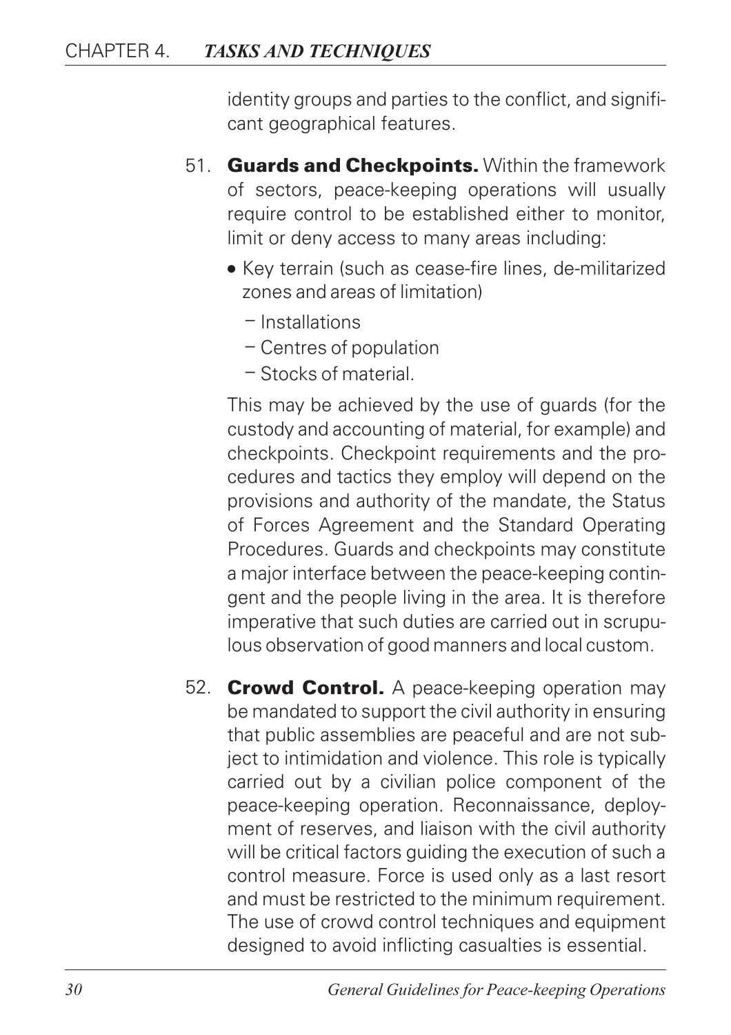identity groups and parties to the conflict, and significant geographical features.

51. **Guards and Checkpoints.** Within the framework of sectors, peace-keeping operations will usually require control to be established either to monitor, limit or deny access to many areas including:

    - Key terrain (such as cease-fire lines, de-militarized zones and areas of limitation)
        - Installations
        - Centres of population
        - Stocks of material.

    This may be achieved by the use of guards (for the custody and accounting of material, for example) and checkpoints. Checkpoint requirements and the procedures and tactics they employ will depend on the provisions and authority of the mandate, the Status of Forces Agreement and the Standard Operating Procedures. Guards and checkpoints may constitute a major interface between the peace-keeping contingent and the people living in the area. It is therefore imperative that such duties are carried out in scrupulous observation of good manners and local custom.

52. **Crowd Control.** A peace-keeping operation may be mandated to support the civil authority in ensuring that public assemblies are peaceful and are not subject to intimidation and violence. This role is typically carried out by a civilian police component of the peace-keeping operation. Reconnaissance, deployment of reserves, and liaison with the civil authority will be critical factors guiding the execution of such a control measure. Force is used only as a last resort and must be restricted to the minimum requirement. The use of crowd control techniques and equipment designed to avoid inflicting casualties is essential.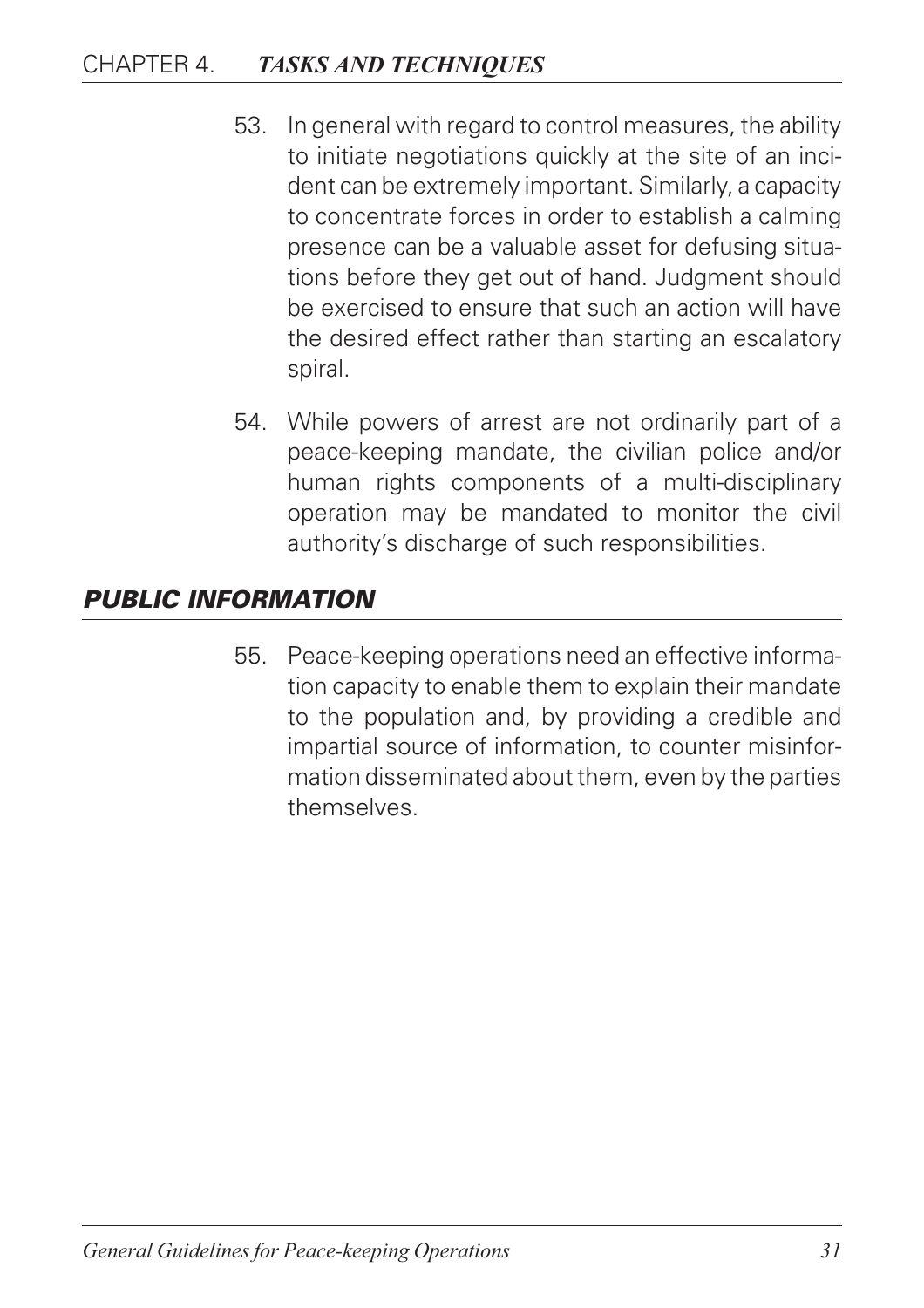53. In general with regard to control measures, the ability to initiate negotiations quickly at the site of an incident can be extremely important. Similarly, a capacity to concentrate forces in order to establish a calming presence can be a valuable asset for defusing situations before they get out of hand. Judgment should be exercised to ensure that such an action will have the desired effect rather than starting an escalatory spiral.

54. While powers of arrest are not ordinarily part of a peace-keeping mandate, the civilian police and/or human rights components of a multi-disciplinary operation may be mandated to monitor the civil authority's discharge of such responsibilities.

## *PUBLIC INFORMATION*

55. Peace-keeping operations need an effective information capacity to enable them to explain their mandate to the population and, by providing a credible and impartial source of information, to counter misinformation disseminated about them, even by the parties themselves.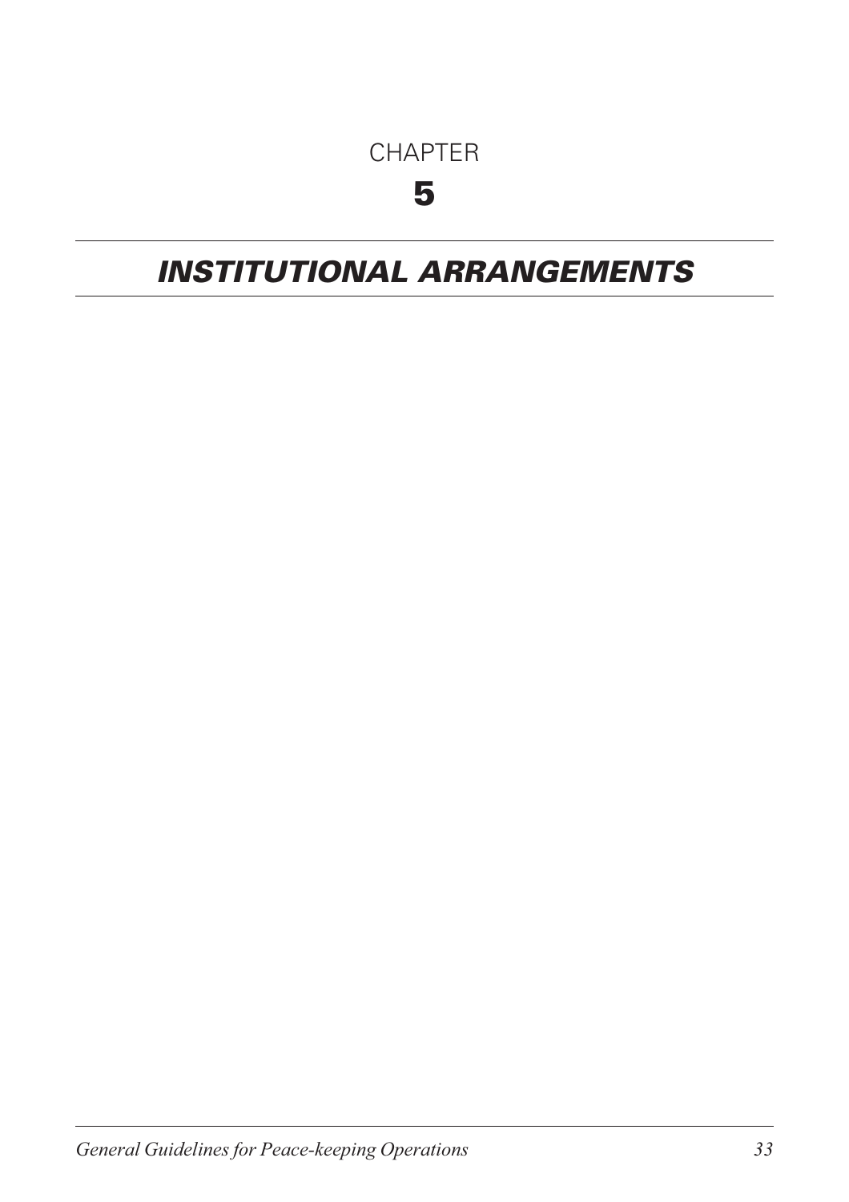# CHAPTER 5

# *INSTITUTIONAL ARRANGEMENTS*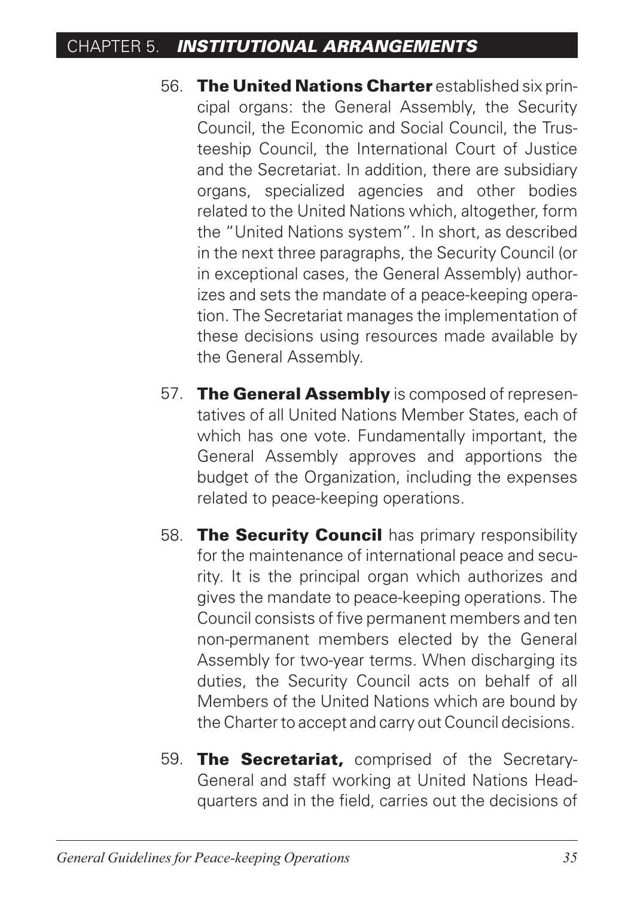56. **The United Nations Charter** established six principal organs: the General Assembly, the Security Council, the Economic and Social Council, the Trusteeship Council, the International Court of Justice and the Secretariat. In addition, there are subsidiary organs, specialized agencies and other bodies related to the United Nations which, altogether, form the "United Nations system". In short, as described in the next three paragraphs, the Security Council (or in exceptional cases, the General Assembly) authorizes and sets the mandate of a peace-keeping operation. The Secretariat manages the implementation of these decisions using resources made available by the General Assembly.

57. **The General Assembly** is composed of representatives of all United Nations Member States, each of which has one vote. Fundamentally important, the General Assembly approves and apportions the budget of the Organization, including the expenses related to peace-keeping operations.

58. **The Security Council** has primary responsibility for the maintenance of international peace and security. It is the principal organ which authorizes and gives the mandate to peace-keeping operations. The Council consists of five permanent members and ten non-permanent members elected by the General Assembly for two-year terms. When discharging its duties, the Security Council acts on behalf of all Members of the United Nations which are bound by the Charter to accept and carry out Council decisions.

59. **The Secretariat,** comprised of the Secretary-General and staff working at United Nations Headquarters and in the field, carries out the decisions of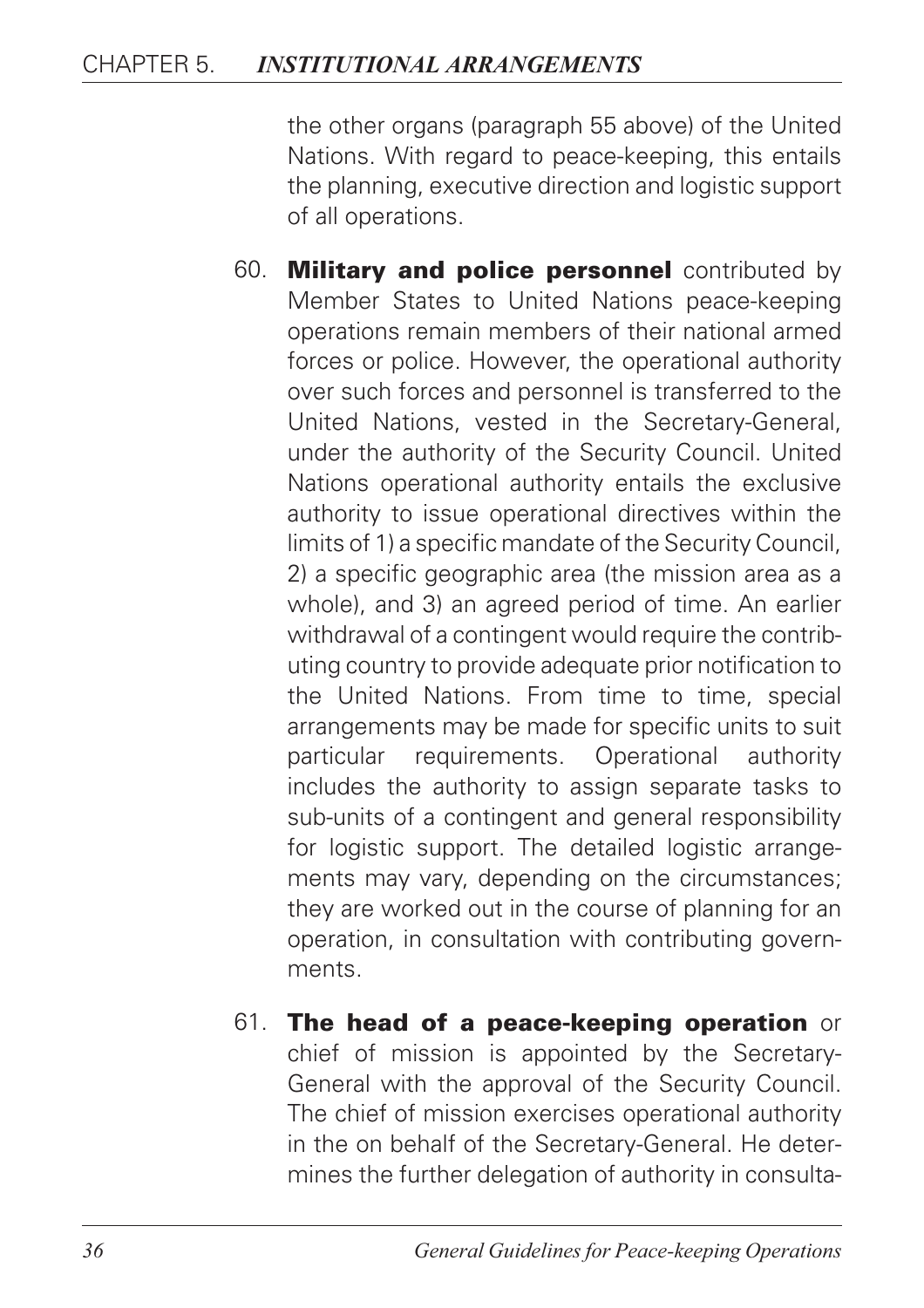the other organs (paragraph 55 above) of the United Nations. With regard to peace-keeping, this entails the planning, executive direction and logistic support of all operations.

60. **Military and police personnel** contributed by Member States to United Nations peace-keeping operations remain members of their national armed forces or police. However, the operational authority over such forces and personnel is transferred to the United Nations, vested in the Secretary-General, under the authority of the Security Council. United Nations operational authority entails the exclusive authority to issue operational directives within the limits of 1) a specific mandate of the Security Council, 2) a specific geographic area (the mission area as a whole), and 3) an agreed period of time. An earlier withdrawal of a contingent would require the contributing country to provide adequate prior notification to the United Nations. From time to time, special arrangements may be made for specific units to suit particular requirements. Operational authority includes the authority to assign separate tasks to sub-units of a contingent and general responsibility for logistic support. The detailed logistic arrangements may vary, depending on the circumstances; they are worked out in the course of planning for an operation, in consultation with contributing governments.

61. **The head of a peace-keeping operation** or chief of mission is appointed by the Secretary-General with the approval of the Security Council. The chief of mission exercises operational authority in the on behalf of the Secretary-General. He determines the further delegation of authority in consulta-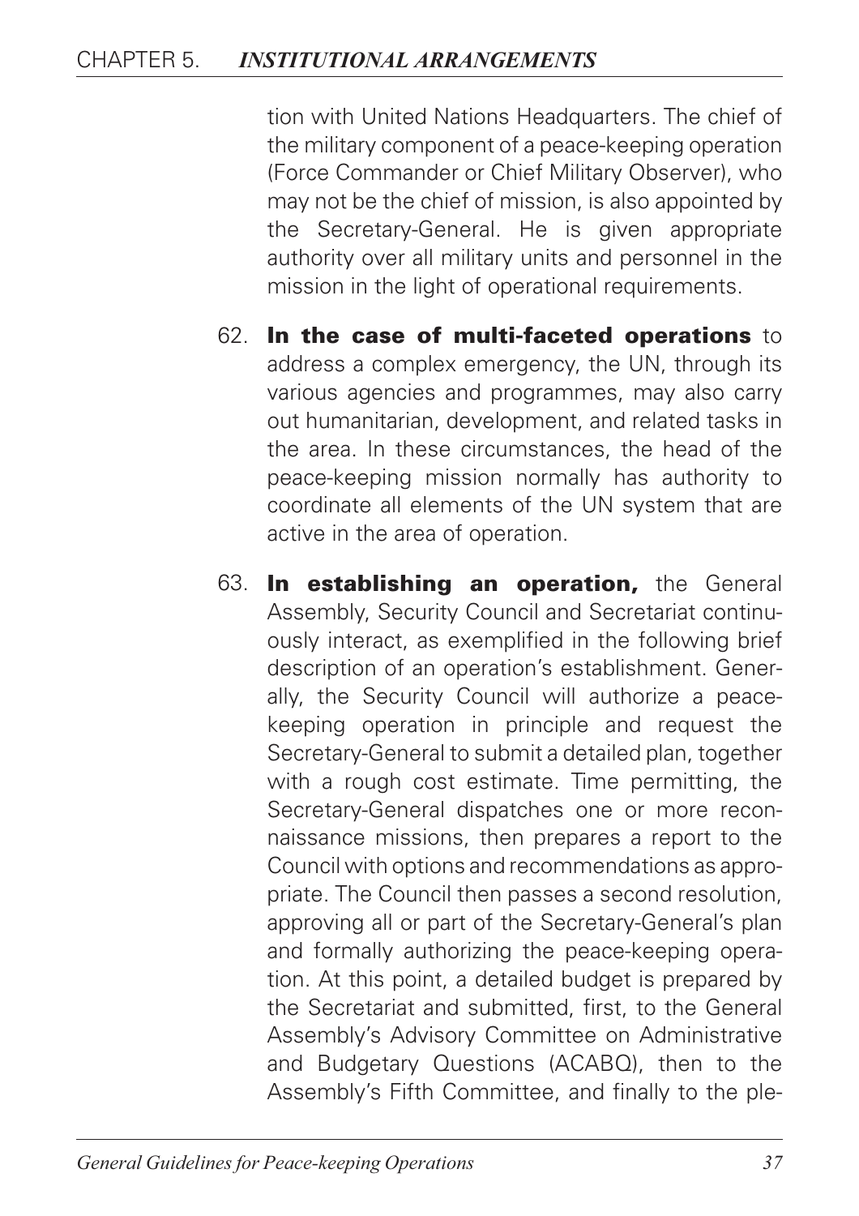tion with United Nations Headquarters. The chief of the military component of a peace-keeping operation (Force Commander or Chief Military Observer), who may not be the chief of mission, is also appointed by the Secretary-General. He is given appropriate authority over all military units and personnel in the mission in the light of operational requirements.

62. **In the case of multi-faceted operations** to address a complex emergency, the UN, through its various agencies and programmes, may also carry out humanitarian, development, and related tasks in the area. In these circumstances, the head of the peace-keeping mission normally has authority to coordinate all elements of the UN system that are active in the area of operation.

63. **In establishing an operation,** the General Assembly, Security Council and Secretariat continuously interact, as exemplified in the following brief description of an operation's establishment. Generally, the Security Council will authorize a peace-keeping operation in principle and request the Secretary-General to submit a detailed plan, together with a rough cost estimate. Time permitting, the Secretary-General dispatches one or more reconnaissance missions, then prepares a report to the Council with options and recommendations as appropriate. The Council then passes a second resolution, approving all or part of the Secretary-General's plan and formally authorizing the peace-keeping operation. At this point, a detailed budget is prepared by the Secretariat and submitted, first, to the General Assembly's Advisory Committee on Administrative and Budgetary Questions (ACABQ), then to the Assembly's Fifth Committee, and finally to the ple-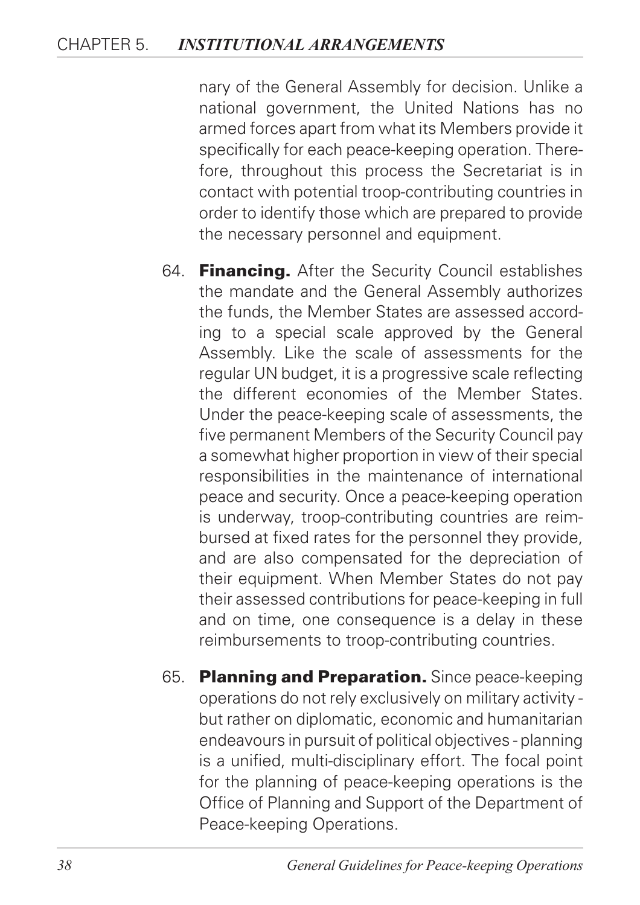nary of the General Assembly for decision. Unlike a national government, the United Nations has no armed forces apart from what its Members provide it specifically for each peace-keeping operation. Therefore, throughout this process the Secretariat is in contact with potential troop-contributing countries in order to identify those which are prepared to provide the necessary personnel and equipment.

64. **Financing.** After the Security Council establishes the mandate and the General Assembly authorizes the funds, the Member States are assessed according to a special scale approved by the General Assembly. Like the scale of assessments for the regular UN budget, it is a progressive scale reflecting the different economies of the Member States. Under the peace-keeping scale of assessments, the five permanent Members of the Security Council pay a somewhat higher proportion in view of their special responsibilities in the maintenance of international peace and security. Once a peace-keeping operation is underway, troop-contributing countries are reimbursed at fixed rates for the personnel they provide, and are also compensated for the depreciation of their equipment. When Member States do not pay their assessed contributions for peace-keeping in full and on time, one consequence is a delay in these reimbursements to troop-contributing countries.

65. **Planning and Preparation.** Since peace-keeping operations do not rely exclusively on military activity - but rather on diplomatic, economic and humanitarian endeavours in pursuit of political objectives - planning is a unified, multi-disciplinary effort. The focal point for the planning of peace-keeping operations is the Office of Planning and Support of the Department of Peace-keeping Operations.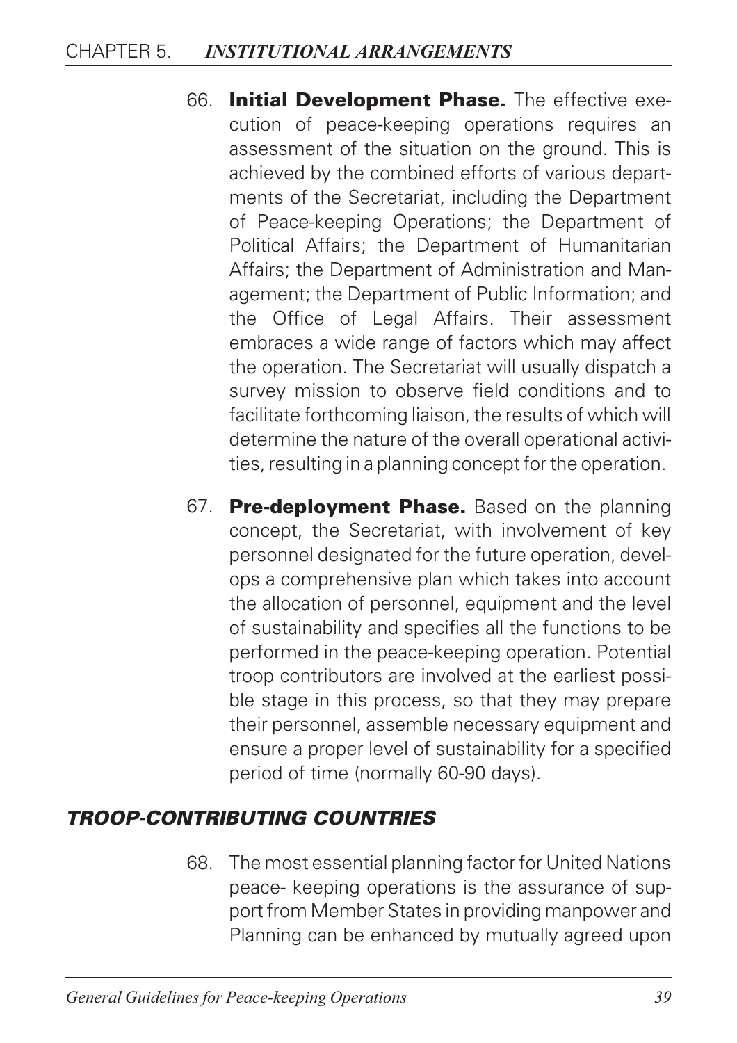66. **Initial Development Phase.** The effective execution of peace-keeping operations requires an assessment of the situation on the ground. This is achieved by the combined efforts of various departments of the Secretariat, including the Department of Peace-keeping Operations; the Department of Political Affairs; the Department of Humanitarian Affairs; the Department of Administration and Management; the Department of Public Information; and the Office of Legal Affairs. Their assessment embraces a wide range of factors which may affect the operation. The Secretariat will usually dispatch a survey mission to observe field conditions and to facilitate forthcoming liaison, the results of which will determine the nature of the overall operational activities, resulting in a planning concept for the operation.

67. **Pre-deployment Phase.** Based on the planning concept, the Secretariat, with involvement of key personnel designated for the future operation, develops a comprehensive plan which takes into account the allocation of personnel, equipment and the level of sustainability and specifies all the functions to be performed in the peace-keeping operation. Potential troop contributors are involved at the earliest possible stage in this process, so that they may prepare their personnel, assemble necessary equipment and ensure a proper level of sustainability for a specified period of time (normally 60-90 days).

## *TROOP-CONTRIBUTING COUNTRIES*

68. The most essential planning factor for United Nations peace- keeping operations is the assurance of support from Member States in providing manpower and Planning can be enhanced by mutually agreed upon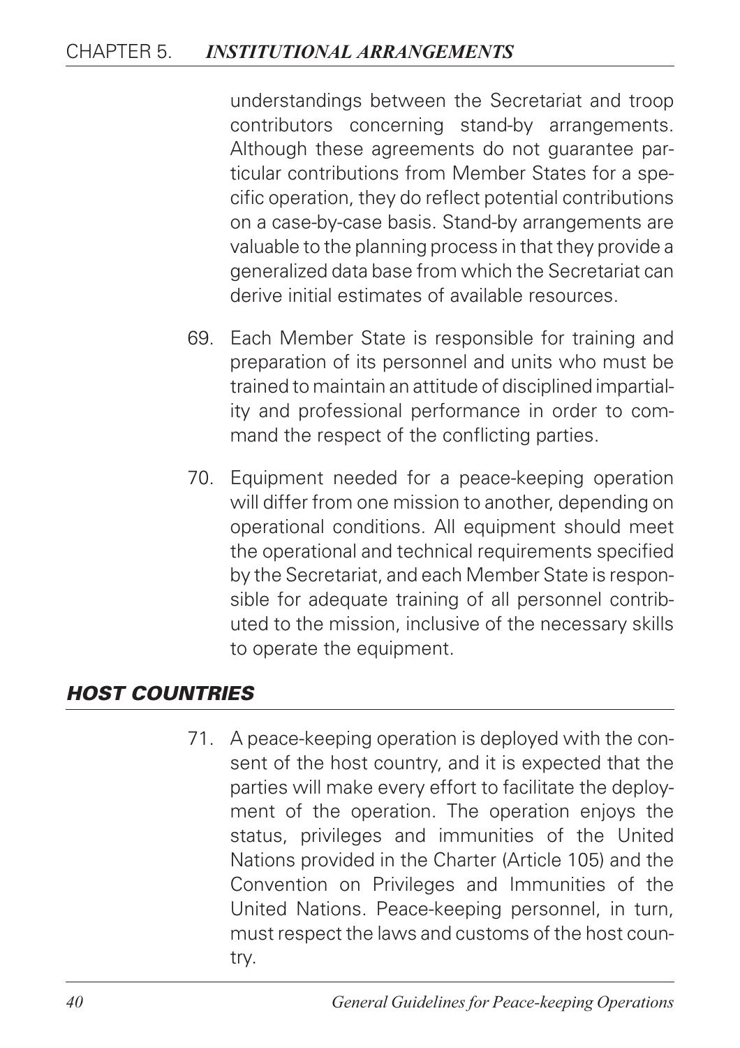understandings between the Secretariat and troop contributors concerning stand-by arrangements. Although these agreements do not guarantee particular contributions from Member States for a specific operation, they do reflect potential contributions on a case-by-case basis. Stand-by arrangements are valuable to the planning process in that they provide a generalized data base from which the Secretariat can derive initial estimates of available resources.

69. Each Member State is responsible for training and preparation of its personnel and units who must be trained to maintain an attitude of disciplined impartiality and professional performance in order to command the respect of the conflicting parties.

70. Equipment needed for a peace-keeping operation will differ from one mission to another, depending on operational conditions. All equipment should meet the operational and technical requirements specified by the Secretariat, and each Member State is responsible for adequate training of all personnel contributed to the mission, inclusive of the necessary skills to operate the equipment.

## *HOST COUNTRIES*

71. A peace-keeping operation is deployed with the consent of the host country, and it is expected that the parties will make every effort to facilitate the deployment of the operation. The operation enjoys the status, privileges and immunities of the United Nations provided in the Charter (Article 105) and the Convention on Privileges and Immunities of the United Nations. Peace-keeping personnel, in turn, must respect the laws and customs of the host country.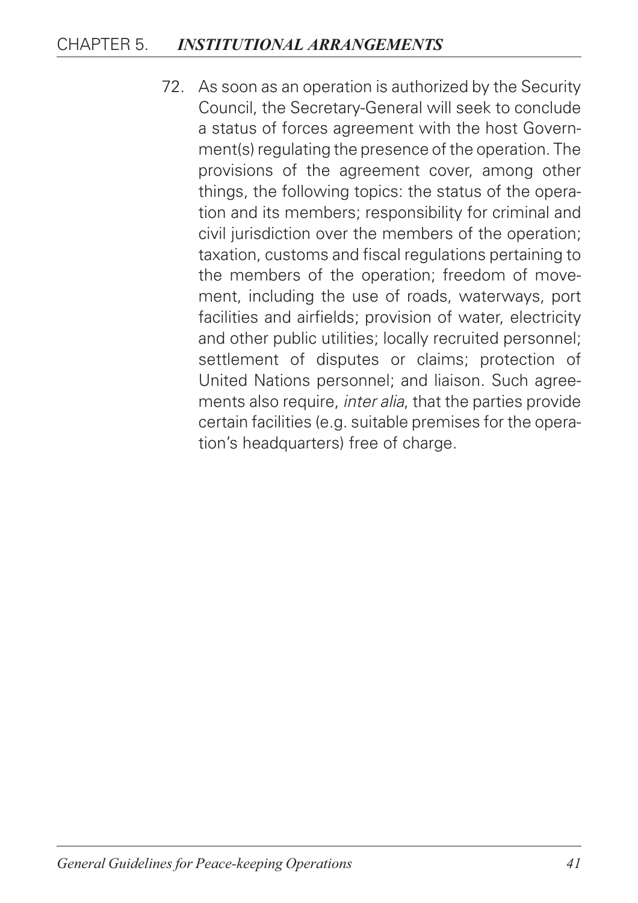72. As soon as an operation is authorized by the Security Council, the Secretary-General will seek to conclude a status of forces agreement with the host Government(s) regulating the presence of the operation. The provisions of the agreement cover, among other things, the following topics: the status of the operation and its members; responsibility for criminal and civil jurisdiction over the members of the operation; taxation, customs and fiscal regulations pertaining to the members of the operation; freedom of movement, including the use of roads, waterways, port facilities and airfields; provision of water, electricity and other public utilities; locally recruited personnel; settlement of disputes or claims; protection of United Nations personnel; and liaison. Such agreements also require, *inter alia*, that the parties provide certain facilities (e.g. suitable premises for the operation's headquarters) free of charge.